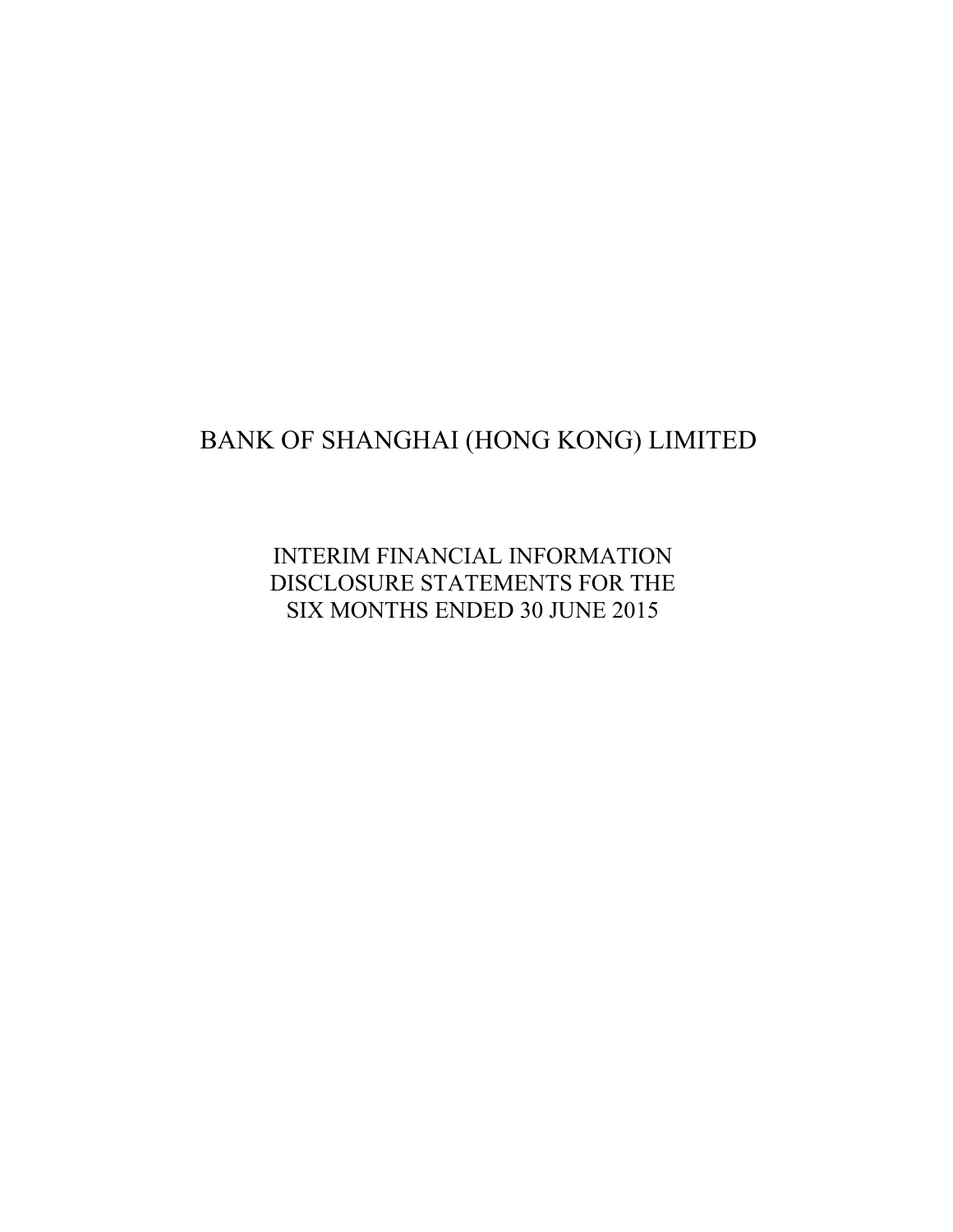# BANK OF SHANGHAI (HONG KONG) LIMITED

## INTERIM FINANCIAL INFORMATION DISCLOSURE STATEMENTS FOR THE SIX MONTHS ENDED 30 JUNE 2015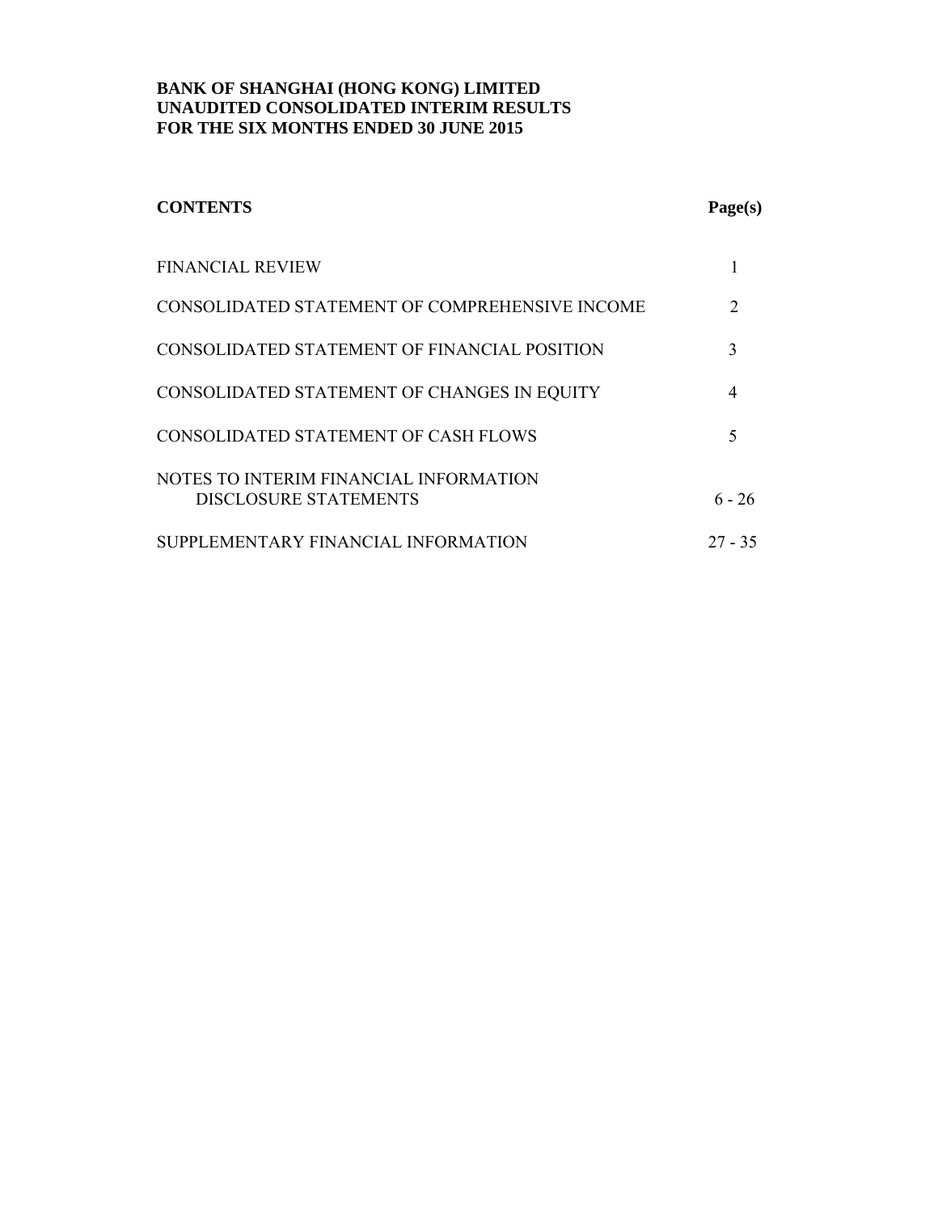**BANK OF SHANGHAI (HONG KONG) LIMITED**
**UNAUDITED CONSOLIDATED INTERIM RESULTS**
**FOR THE SIX MONTHS ENDED 30 JUNE 2015**

| **CONTENTS** | **Page(s)** |
|---|---|
| FINANCIAL REVIEW | 1 |
| CONSOLIDATED STATEMENT OF COMPREHENSIVE INCOME | 2 |
| CONSOLIDATED STATEMENT OF FINANCIAL POSITION | 3 |
| CONSOLIDATED STATEMENT OF CHANGES IN EQUITY | 4 |
| CONSOLIDATED STATEMENT OF CASH FLOWS | 5 |
| NOTES TO INTERIM FINANCIAL INFORMATION DISCLOSURE STATEMENTS | 6 - 26 |
| SUPPLEMENTARY FINANCIAL INFORMATION | 27 - 35 |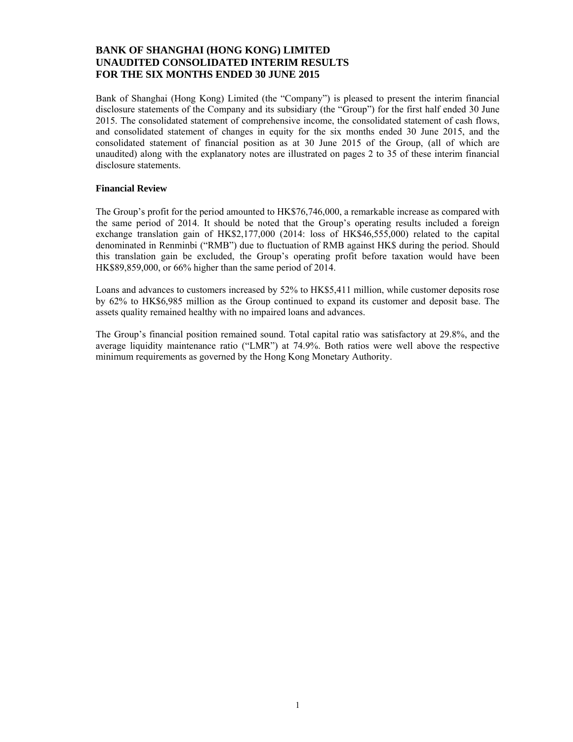# BANK OF SHANGHAI (HONG KONG) LIMITED
# UNAUDITED CONSOLIDATED INTERIM RESULTS
# FOR THE SIX MONTHS ENDED 30 JUNE 2015

Bank of Shanghai (Hong Kong) Limited (the "Company") is pleased to present the interim financial disclosure statements of the Company and its subsidiary (the "Group") for the first half ended 30 June 2015. The consolidated statement of comprehensive income, the consolidated statement of cash flows, and consolidated statement of changes in equity for the six months ended 30 June 2015, and the consolidated statement of financial position as at 30 June 2015 of the Group, (all of which are unaudited) along with the explanatory notes are illustrated on pages 2 to 35 of these interim financial disclosure statements.

**Financial Review**

The Group's profit for the period amounted to HK$76,746,000, a remarkable increase as compared with the same period of 2014. It should be noted that the Group's operating results included a foreign exchange translation gain of HK$2,177,000 (2014: loss of HK$46,555,000) related to the capital denominated in Renminbi ("RMB") due to fluctuation of RMB against HK$ during the period. Should this translation gain be excluded, the Group's operating profit before taxation would have been HK$89,859,000, or 66% higher than the same period of 2014.

Loans and advances to customers increased by 52% to HK$5,411 million, while customer deposits rose by 62% to HK$6,985 million as the Group continued to expand its customer and deposit base. The assets quality remained healthy with no impaired loans and advances.

The Group's financial position remained sound. Total capital ratio was satisfactory at 29.8%, and the average liquidity maintenance ratio ("LMR") at 74.9%. Both ratios were well above the respective minimum requirements as governed by the Hong Kong Monetary Authority.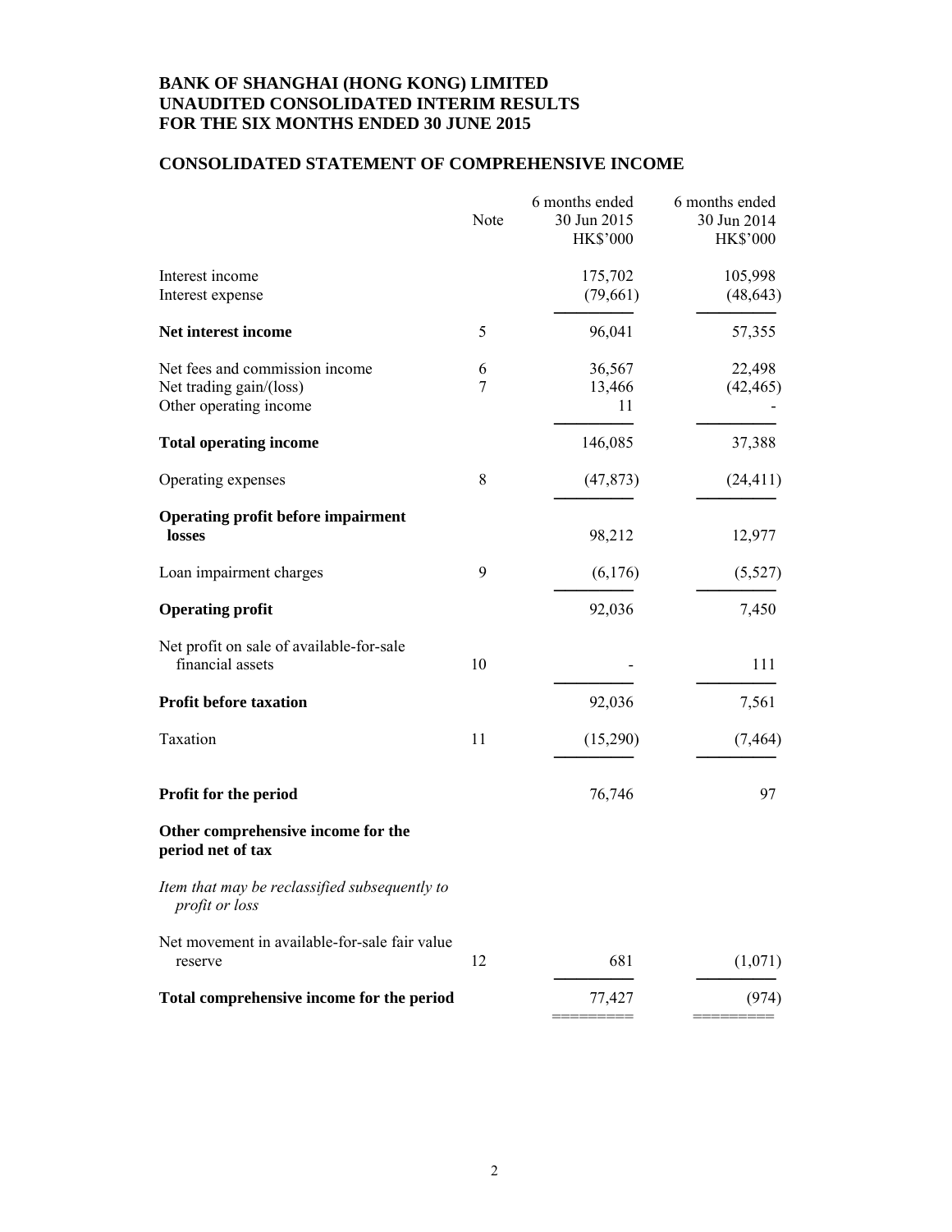# BANK OF SHANGHAI (HONG KONG) LIMITED
# UNAUDITED CONSOLIDATED INTERIM RESULTS
# FOR THE SIX MONTHS ENDED 30 JUNE 2015

## CONSOLIDATED STATEMENT OF COMPREHENSIVE INCOME

| | Note | 6 months ended 30 Jun 2015 HK$'000 | 6 months ended 30 Jun 2014 HK$'000 |
|---|---|---|---|
| Interest income | | 175,702 | 105,998 |
| Interest expense | | (79,661) | (48,643) |
| **Net interest income** | 5 | 96,041 | 57,355 |
| Net fees and commission income | 6 | 36,567 | 22,498 |
| Net trading gain/(loss) | 7 | 13,466 | (42,465) |
| Other operating income | | 11 | - |
| **Total operating income** | | 146,085 | 37,388 |
| Operating expenses | 8 | (47,873) | (24,411) |
| **Operating profit before impairment losses** | | 98,212 | 12,977 |
| Loan impairment charges | 9 | (6,176) | (5,527) |
| **Operating profit** | | 92,036 | 7,450 |
| Net profit on sale of available-for-sale financial assets | 10 | - | 111 |
| **Profit before taxation** | | 92,036 | 7,561 |
| Taxation | 11 | (15,290) | (7,464) |
| **Profit for the period** | | 76,746 | 97 |
| **Other comprehensive income for the period net of tax** | | | |
| *Item that may be reclassified subsequently to profit or loss* | | | |
| Net movement in available-for-sale fair value reserve | 12 | 681 | (1,071) |
| **Total comprehensive income for the period** | | 77,427 | (974) |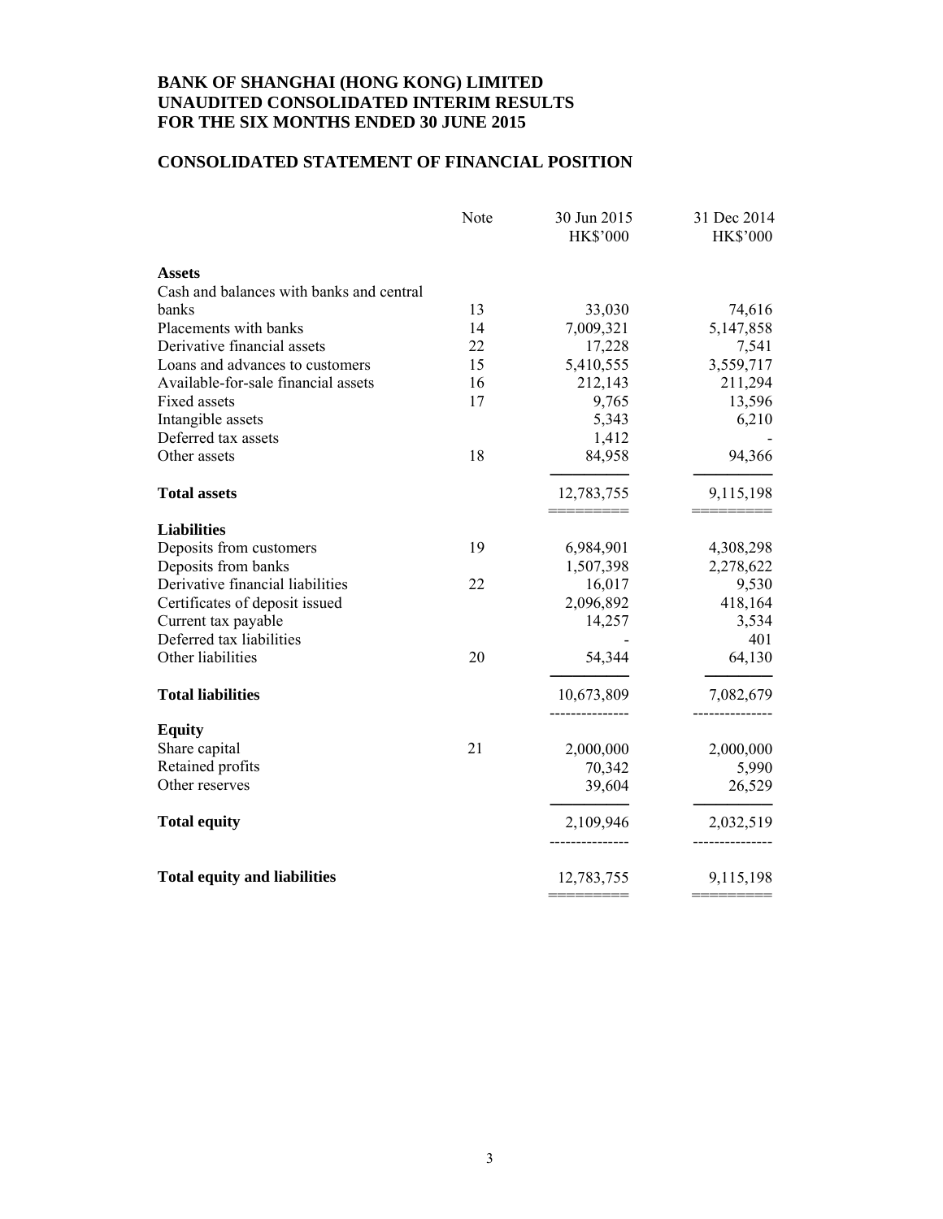# BANK OF SHANGHAI (HONG KONG) LIMITED
# UNAUDITED CONSOLIDATED INTERIM RESULTS
# FOR THE SIX MONTHS ENDED 30 JUNE 2015

## CONSOLIDATED STATEMENT OF FINANCIAL POSITION

| | Note | 30 Jun 2015 HK$'000 | 31 Dec 2014 HK$'000 |
|---|---|---|---|
| **Assets** | | | |
| Cash and balances with banks and central banks | 13 | 33,030 | 74,616 |
| Placements with banks | 14 | 7,009,321 | 5,147,858 |
| Derivative financial assets | 22 | 17,228 | 7,541 |
| Loans and advances to customers | 15 | 5,410,555 | 3,559,717 |
| Available-for-sale financial assets | 16 | 212,143 | 211,294 |
| Fixed assets | 17 | 9,765 | 13,596 |
| Intangible assets | | 5,343 | 6,210 |
| Deferred tax assets | | 1,412 | - |
| Other assets | 18 | 84,958 | 94,366 |
| **Total assets** | | 12,783,755 | 9,115,198 |
| **Liabilities** | | | |
| Deposits from customers | 19 | 6,984,901 | 4,308,298 |
| Deposits from banks | | 1,507,398 | 2,278,622 |
| Derivative financial liabilities | 22 | 16,017 | 9,530 |
| Certificates of deposit issued | | 2,096,892 | 418,164 |
| Current tax payable | | 14,257 | 3,534 |
| Deferred tax liabilities | | - | 401 |
| Other liabilities | 20 | 54,344 | 64,130 |
| **Total liabilities** | | 10,673,809 | 7,082,679 |
| **Equity** | | | |
| Share capital | 21 | 2,000,000 | 2,000,000 |
| Retained profits | | 70,342 | 5,990 |
| Other reserves | | 39,604 | 26,529 |
| **Total equity** | | 2,109,946 | 2,032,519 |
| **Total equity and liabilities** | | 12,783,755 | 9,115,198 |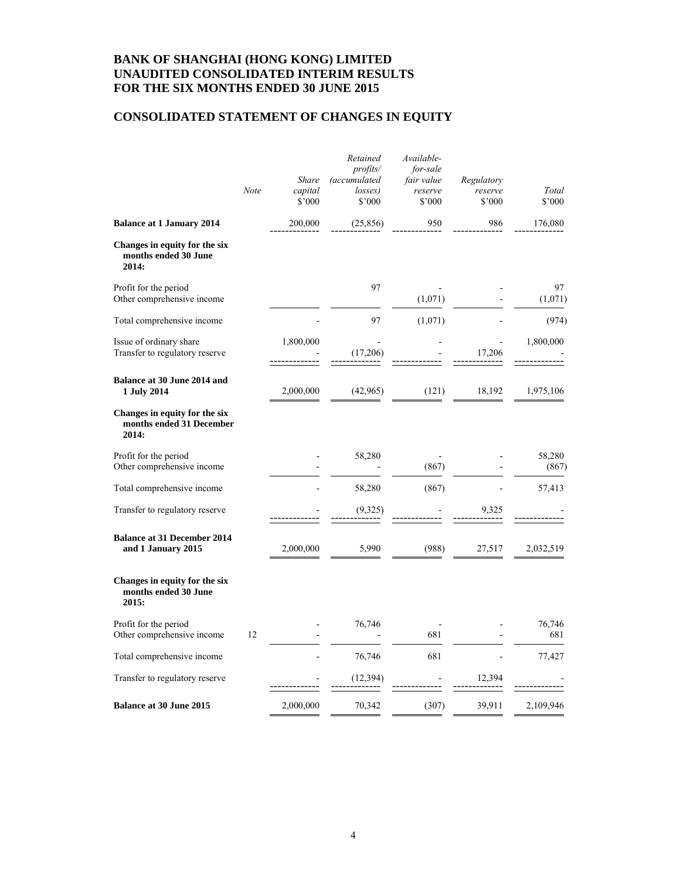# BANK OF SHANGHAI (HONG KONG) LIMITED
# UNAUDITED CONSOLIDATED INTERIM RESULTS
# FOR THE SIX MONTHS ENDED 30 JUNE 2015

## CONSOLIDATED STATEMENT OF CHANGES IN EQUITY

| | *Note* | *Share capital* $'000 | *Retained profits/ (accumulated losses)* $'000 | *Available-for-sale fair value reserve* $'000 | *Regulatory reserve* $'000 | *Total* $'000 |
|---|---|---|---|---|---|---|
| **Balance at 1 January 2014** | | 200,000 | (25,856) | 950 | 986 | 176,080 |
| **Changes in equity for the six months ended 30 June 2014:** | | | | | | |
| Profit for the period | | | 97 | - | - | 97 |
| Other comprehensive income | | | | (1,071) | - | (1,071) |
| Total comprehensive income | | - | 97 | (1,071) | - | (974) |
| Issue of ordinary share | | 1,800,000 | - | - | - | 1,800,000 |
| Transfer to regulatory reserve | | - | (17,206) | - | 17,206 | - |
| **Balance at 30 June 2014 and 1 July 2014** | | 2,000,000 | (42,965) | (121) | 18,192 | 1,975,106 |
| **Changes in equity for the six months ended 31 December 2014:** | | | | | | |
| Profit for the period | | - | 58,280 | - | - | 58,280 |
| Other comprehensive income | | - | - | (867) | - | (867) |
| Total comprehensive income | | - | 58,280 | (867) | - | 57,413 |
| Transfer to regulatory reserve | | - | (9,325) | - | 9,325 | - |
| **Balance at 31 December 2014 and 1 January 2015** | | 2,000,000 | 5,990 | (988) | 27,517 | 2,032,519 |
| **Changes in equity for the six months ended 30 June 2015:** | | | | | | |
| Profit for the period | | - | 76,746 | - | - | 76,746 |
| Other comprehensive income | 12 | - | - | 681 | - | 681 |
| Total comprehensive income | | - | 76,746 | 681 | - | 77,427 |
| Transfer to regulatory reserve | | - | (12,394) | - | 12,394 | - |
| **Balance at 30 June 2015** | | 2,000,000 | 70,342 | (307) | 39,911 | 2,109,946 |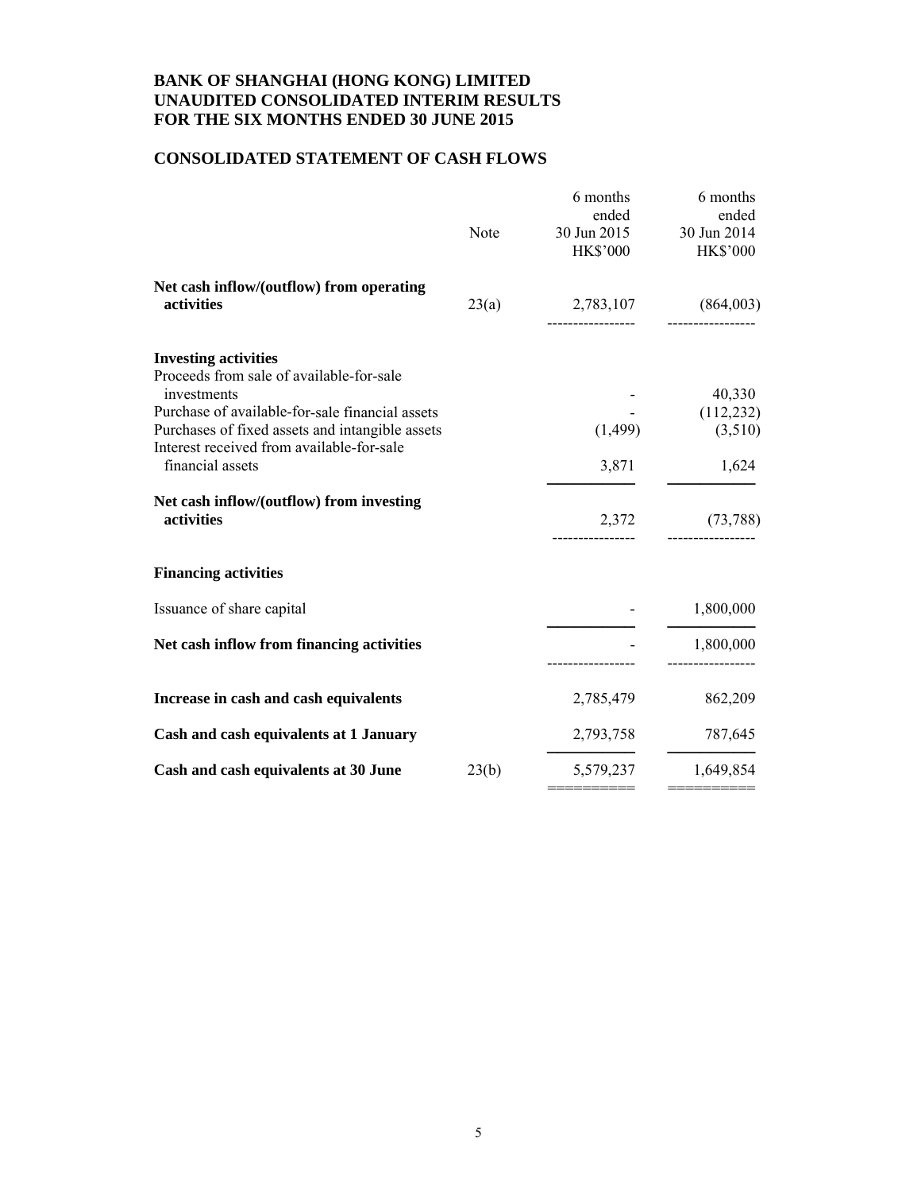# BANK OF SHANGHAI (HONG KONG) LIMITED
# UNAUDITED CONSOLIDATED INTERIM RESULTS
# FOR THE SIX MONTHS ENDED 30 JUNE 2015

## CONSOLIDATED STATEMENT OF CASH FLOWS

| | Note | 6 months ended 30 Jun 2015 HK$'000 | 6 months ended 30 Jun 2014 HK$'000 |
|---|---|---|---|
| **Net cash inflow/(outflow) from operating activities** | 23(a) | 2,783,107 | (864,003) |
| **Investing activities** | | | |
| Proceeds from sale of available-for-sale investments | | - | 40,330 |
| Purchase of available-for-sale financial assets | | - | (112,232) |
| Purchases of fixed assets and intangible assets | | (1,499) | (3,510) |
| Interest received from available-for-sale financial assets | | 3,871 | 1,624 |
| **Net cash inflow/(outflow) from investing activities** | | 2,372 | (73,788) |
| **Financing activities** | | | |
| Issuance of share capital | | - | 1,800,000 |
| **Net cash inflow from financing activities** | | - | 1,800,000 |
| **Increase in cash and cash equivalents** | | 2,785,479 | 862,209 |
| **Cash and cash equivalents at 1 January** | | 2,793,758 | 787,645 |
| **Cash and cash equivalents at 30 June** | 23(b) | 5,579,237 | 1,649,854 |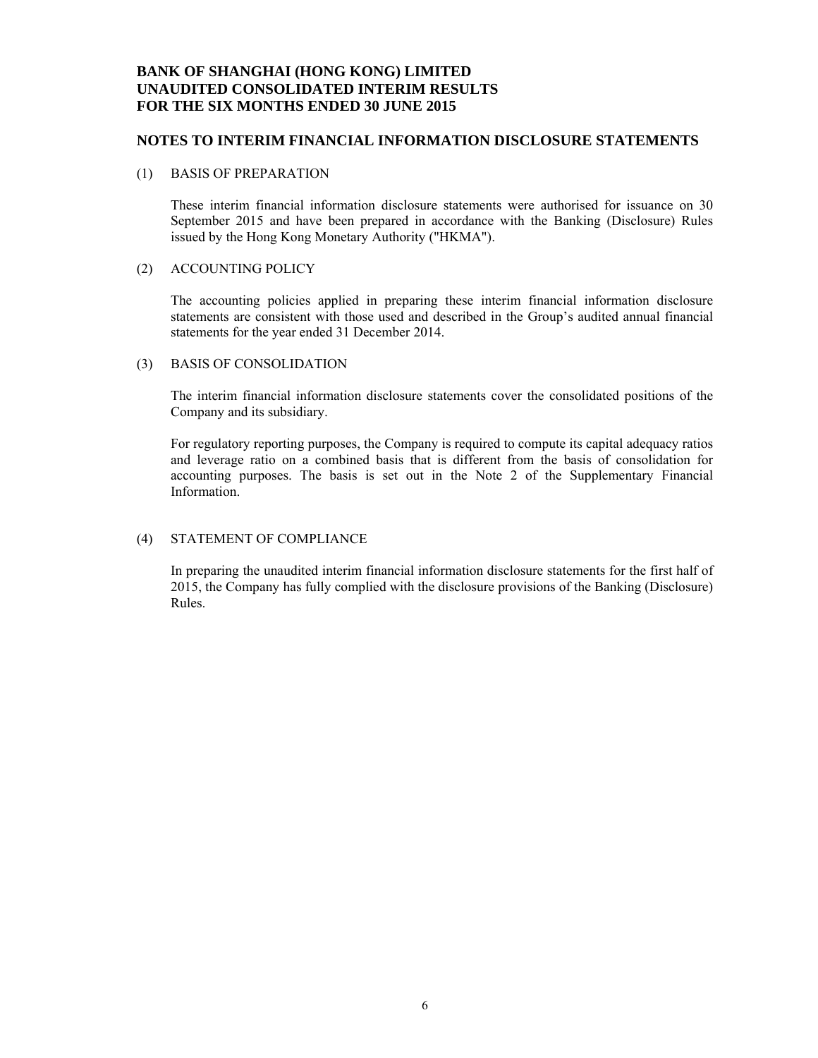**BANK OF SHANGHAI (HONG KONG) LIMITED**
**UNAUDITED CONSOLIDATED INTERIM RESULTS**
**FOR THE SIX MONTHS ENDED 30 JUNE 2015**

## NOTES TO INTERIM FINANCIAL INFORMATION DISCLOSURE STATEMENTS

(1) BASIS OF PREPARATION

These interim financial information disclosure statements were authorised for issuance on 30 September 2015 and have been prepared in accordance with the Banking (Disclosure) Rules issued by the Hong Kong Monetary Authority ("HKMA").

(2) ACCOUNTING POLICY

The accounting policies applied in preparing these interim financial information disclosure statements are consistent with those used and described in the Group's audited annual financial statements for the year ended 31 December 2014.

(3) BASIS OF CONSOLIDATION

The interim financial information disclosure statements cover the consolidated positions of the Company and its subsidiary.

For regulatory reporting purposes, the Company is required to compute its capital adequacy ratios and leverage ratio on a combined basis that is different from the basis of consolidation for accounting purposes. The basis is set out in the Note 2 of the Supplementary Financial Information.

(4) STATEMENT OF COMPLIANCE

In preparing the unaudited interim financial information disclosure statements for the first half of 2015, the Company has fully complied with the disclosure provisions of the Banking (Disclosure) Rules.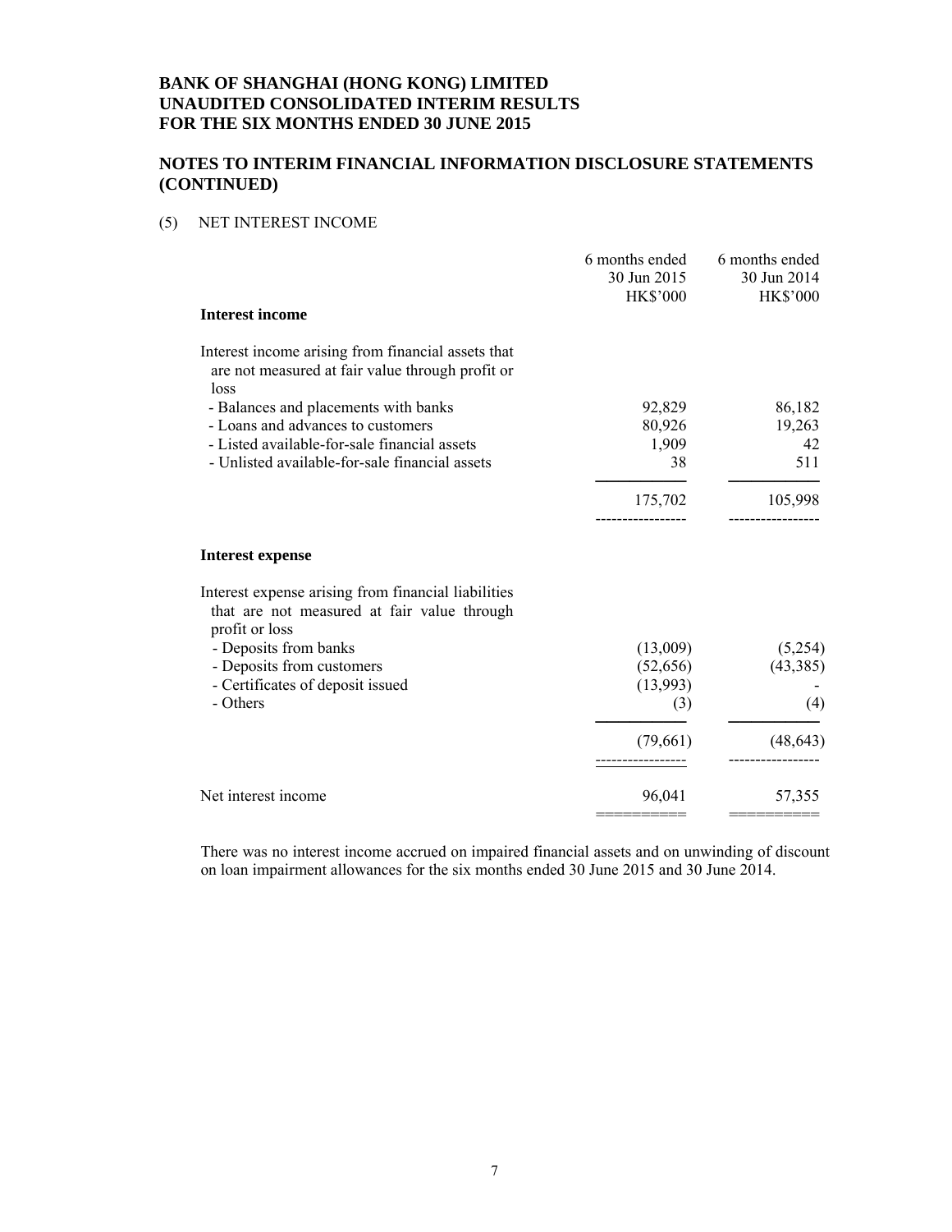**BANK OF SHANGHAI (HONG KONG) LIMITED**
**UNAUDITED CONSOLIDATED INTERIM RESULTS**
**FOR THE SIX MONTHS ENDED 30 JUNE 2015**

## NOTES TO INTERIM FINANCIAL INFORMATION DISCLOSURE STATEMENTS (CONTINUED)

(5) NET INTEREST INCOME

| | 6 months ended 30 Jun 2015 HK$'000 | 6 months ended 30 Jun 2014 HK$'000 |
|---|---|---|
| **Interest income** | | |
| Interest income arising from financial assets that are not measured at fair value through profit or loss | | |
| - Balances and placements with banks | 92,829 | 86,182 |
| - Loans and advances to customers | 80,926 | 19,263 |
| - Listed available-for-sale financial assets | 1,909 | 42 |
| - Unlisted available-for-sale financial assets | 38 | 511 |
| | 175,702 | 105,998 |
| **Interest expense** | | |
| Interest expense arising from financial liabilities that are not measured at fair value through profit or loss | | |
| - Deposits from banks | (13,009) | (5,254) |
| - Deposits from customers | (52,656) | (43,385) |
| - Certificates of deposit issued | (13,993) | - |
| - Others | (3) | (4) |
| | (79,661) | (48,643) |
| Net interest income | 96,041 | 57,355 |

There was no interest income accrued on impaired financial assets and on unwinding of discount on loan impairment allowances for the six months ended 30 June 2015 and 30 June 2014.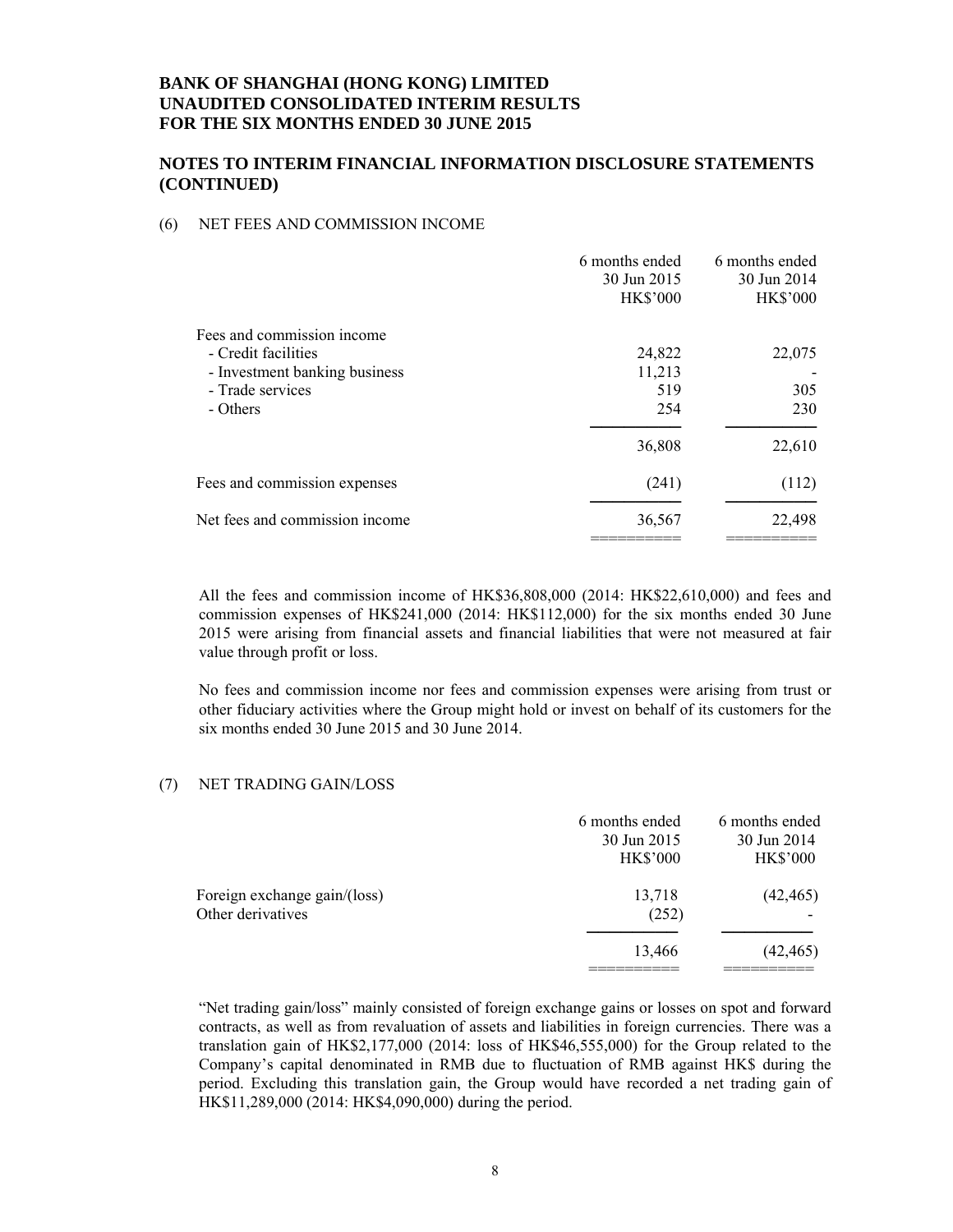# BANK OF SHANGHAI (HONG KONG) LIMITED
# UNAUDITED CONSOLIDATED INTERIM RESULTS
# FOR THE SIX MONTHS ENDED 30 JUNE 2015

## NOTES TO INTERIM FINANCIAL INFORMATION DISCLOSURE STATEMENTS (CONTINUED)

### (6) NET FEES AND COMMISSION INCOME

| | 6 months ended 30 Jun 2015 HK$'000 | 6 months ended 30 Jun 2014 HK$'000 |
|---|---|---|
| Fees and commission income | | |
| - Credit facilities | 24,822 | 22,075 |
| - Investment banking business | 11,213 | - |
| - Trade services | 519 | 305 |
| - Others | 254 | 230 |
| | 36,808 | 22,610 |
| Fees and commission expenses | (241) | (112) |
| Net fees and commission income | 36,567 | 22,498 |

All the fees and commission income of HK$36,808,000 (2014: HK$22,610,000) and fees and commission expenses of HK$241,000 (2014: HK$112,000) for the six months ended 30 June 2015 were arising from financial assets and financial liabilities that were not measured at fair value through profit or loss.

No fees and commission income nor fees and commission expenses were arising from trust or other fiduciary activities where the Group might hold or invest on behalf of its customers for the six months ended 30 June 2015 and 30 June 2014.

### (7) NET TRADING GAIN/LOSS

| | 6 months ended 30 Jun 2015 HK$'000 | 6 months ended 30 Jun 2014 HK$'000 |
|---|---|---|
| Foreign exchange gain/(loss) | 13,718 | (42,465) |
| Other derivatives | (252) | - |
| | 13,466 | (42,465) |

"Net trading gain/loss" mainly consisted of foreign exchange gains or losses on spot and forward contracts, as well as from revaluation of assets and liabilities in foreign currencies. There was a translation gain of HK$2,177,000 (2014: loss of HK$46,555,000) for the Group related to the Company's capital denominated in RMB due to fluctuation of RMB against HK$ during the period. Excluding this translation gain, the Group would have recorded a net trading gain of HK$11,289,000 (2014: HK$4,090,000) during the period.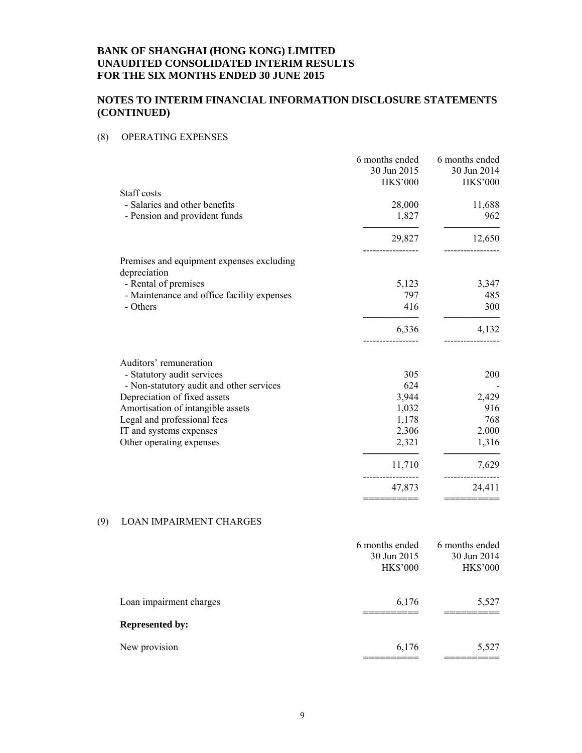**BANK OF SHANGHAI (HONG KONG) LIMITED**
**UNAUDITED CONSOLIDATED INTERIM RESULTS**
**FOR THE SIX MONTHS ENDED 30 JUNE 2015**

## NOTES TO INTERIM FINANCIAL INFORMATION DISCLOSURE STATEMENTS (CONTINUED)

### (8) OPERATING EXPENSES

| | 6 months ended 30 Jun 2015 HK$'000 | 6 months ended 30 Jun 2014 HK$'000 |
|---|---|---|
| Staff costs | | |
| - Salaries and other benefits | 28,000 | 11,688 |
| - Pension and provident funds | 1,827 | 962 |
| | 29,827 | 12,650 |
| Premises and equipment expenses excluding depreciation | | |
| - Rental of premises | 5,123 | 3,347 |
| - Maintenance and office facility expenses | 797 | 485 |
| - Others | 416 | 300 |
| | 6,336 | 4,132 |
| Auditors' remuneration | | |
| - Statutory audit services | 305 | 200 |
| - Non-statutory audit and other services | 624 | - |
| Depreciation of fixed assets | 3,944 | 2,429 |
| Amortisation of intangible assets | 1,032 | 916 |
| Legal and professional fees | 1,178 | 768 |
| IT and systems expenses | 2,306 | 2,000 |
| Other operating expenses | 2,321 | 1,316 |
| | 11,710 | 7,629 |
| | 47,873 | 24,411 |

### (9) LOAN IMPAIRMENT CHARGES

| | 6 months ended 30 Jun 2015 HK$'000 | 6 months ended 30 Jun 2014 HK$'000 |
|---|---|---|
| Loan impairment charges | 6,176 | 5,527 |
| **Represented by:** | | |
| New provision | 6,176 | 5,527 |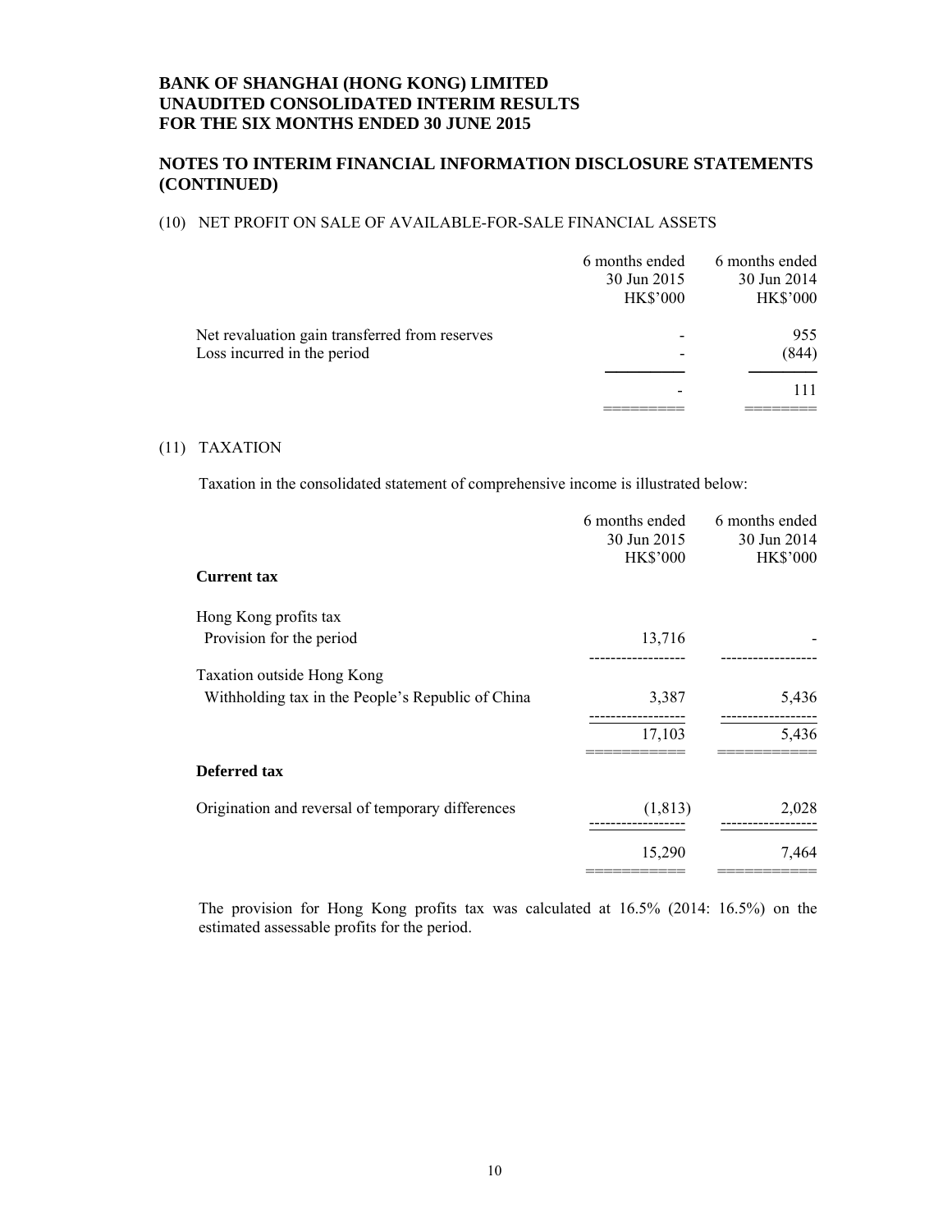# BANK OF SHANGHAI (HONG KONG) LIMITED
# UNAUDITED CONSOLIDATED INTERIM RESULTS
# FOR THE SIX MONTHS ENDED 30 JUNE 2015

## NOTES TO INTERIM FINANCIAL INFORMATION DISCLOSURE STATEMENTS (CONTINUED)

### (10) NET PROFIT ON SALE OF AVAILABLE-FOR-SALE FINANCIAL ASSETS

| | 6 months ended 30 Jun 2015 HK$'000 | 6 months ended 30 Jun 2014 HK$'000 |
|---|---|---|
| Net revaluation gain transferred from reserves | - | 955 |
| Loss incurred in the period | - | (844) |
| | - | 111 |

### (11) TAXATION

Taxation in the consolidated statement of comprehensive income is illustrated below:

| | 6 months ended 30 Jun 2015 HK$'000 | 6 months ended 30 Jun 2014 HK$'000 |
|---|---|---|
| **Current tax** | | |
| Hong Kong profits tax | | |
| Provision for the period | 13,716 | - |
| Taxation outside Hong Kong | | |
| Withholding tax in the People's Republic of China | 3,387 | 5,436 |
| | 17,103 | 5,436 |
| **Deferred tax** | | |
| Origination and reversal of temporary differences | (1,813) | 2,028 |
| | 15,290 | 7,464 |

The provision for Hong Kong profits tax was calculated at 16.5% (2014: 16.5%) on the estimated assessable profits for the period.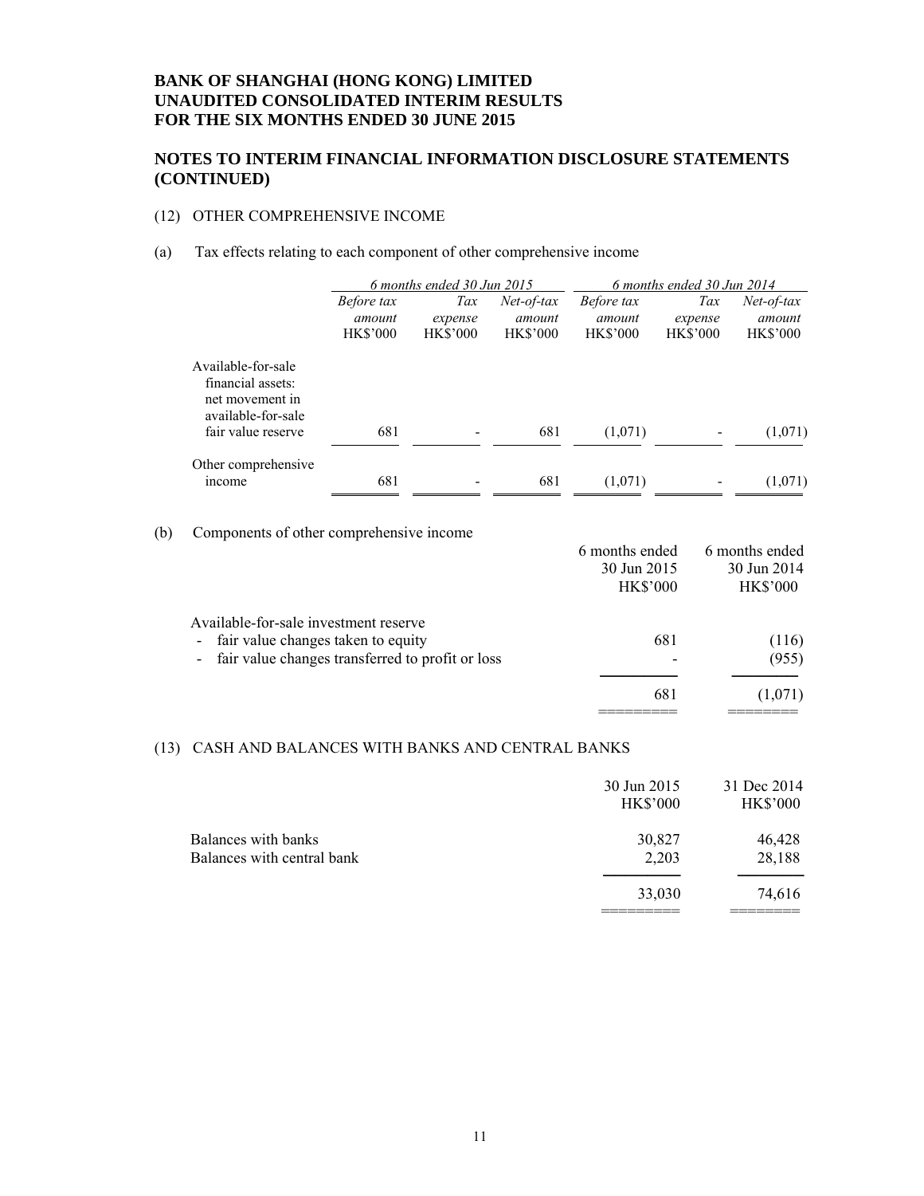# BANK OF SHANGHAI (HONG KONG) LIMITED
# UNAUDITED CONSOLIDATED INTERIM RESULTS
# FOR THE SIX MONTHS ENDED 30 JUNE 2015

## NOTES TO INTERIM FINANCIAL INFORMATION DISCLOSURE STATEMENTS (CONTINUED)

### (12) OTHER COMPREHENSIVE INCOME

(a) Tax effects relating to each component of other comprehensive income

| | *6 months ended 30 Jun 2015* | | | *6 months ended 30 Jun 2014* | | |
|---|---|---|---|---|---|---|
| | *Before tax amount* HK$'000 | *Tax expense* HK$'000 | *Net-of-tax amount* HK$'000 | *Before tax amount* HK$'000 | *Tax expense* HK$'000 | *Net-of-tax amount* HK$'000 |
| Available-for-sale financial assets: net movement in available-for-sale fair value reserve | 681 | - | 681 | (1,071) | - | (1,071) |
| Other comprehensive income | 681 | - | 681 | (1,071) | - | (1,071) |

(b) Components of other comprehensive income

| | 6 months ended 30 Jun 2015 HK$'000 | 6 months ended 30 Jun 2014 HK$'000 |
|---|---|---|
| Available-for-sale investment reserve | | |
| - fair value changes taken to equity | 681 | (116) |
| - fair value changes transferred to profit or loss | - | (955) |
| | 681 | (1,071) |

### (13) CASH AND BALANCES WITH BANKS AND CENTRAL BANKS

| | 30 Jun 2015 HK$'000 | 31 Dec 2014 HK$'000 |
|---|---|---|
| Balances with banks | 30,827 | 46,428 |
| Balances with central bank | 2,203 | 28,188 |
| | 33,030 | 74,616 |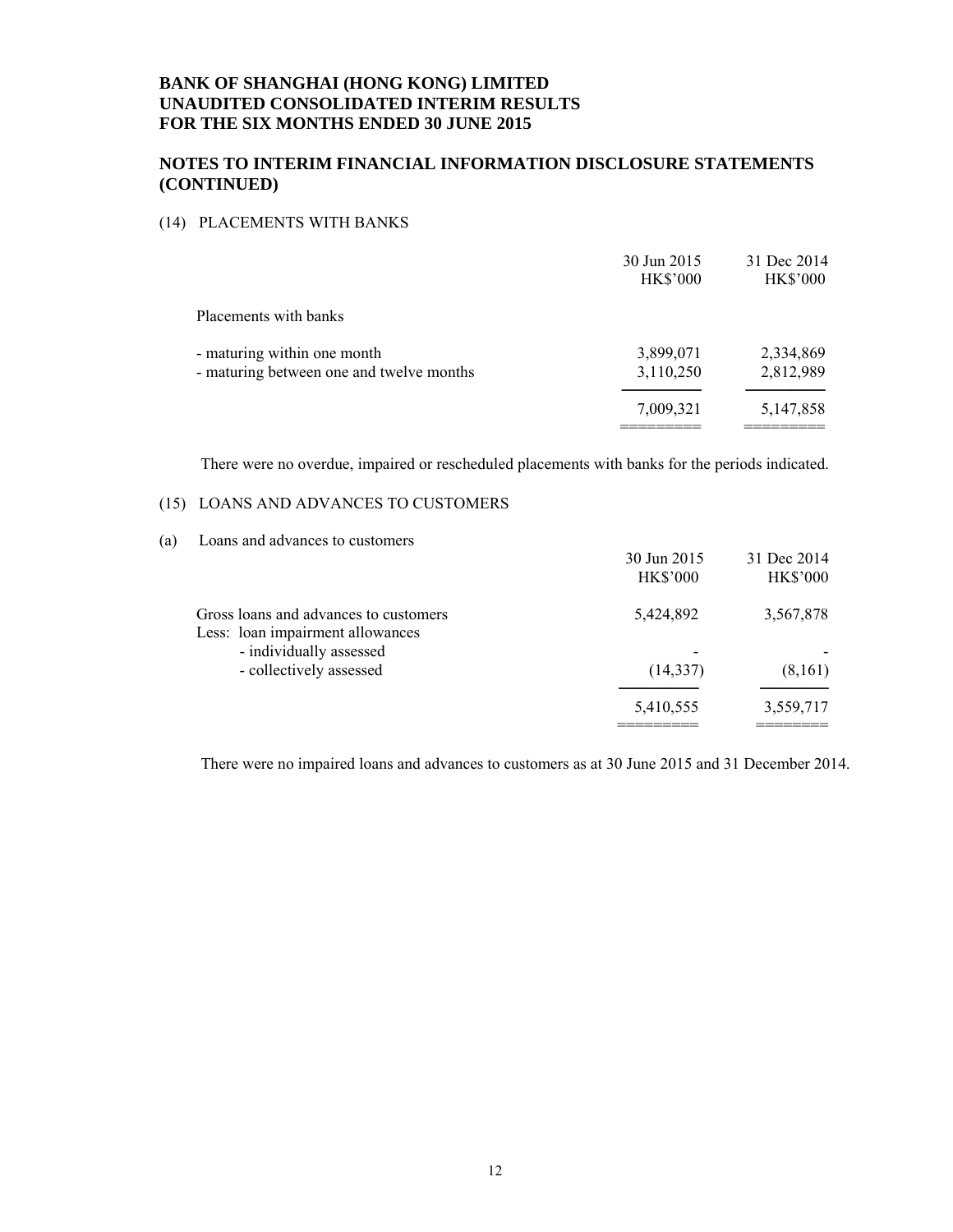# BANK OF SHANGHAI (HONG KONG) LIMITED
# UNAUDITED CONSOLIDATED INTERIM RESULTS
# FOR THE SIX MONTHS ENDED 30 JUNE 2015

## NOTES TO INTERIM FINANCIAL INFORMATION DISCLOSURE STATEMENTS (CONTINUED)

### (14) PLACEMENTS WITH BANKS

| | 30 Jun 2015<br>HK$'000 | 31 Dec 2014<br>HK$'000 |
|---|---|---|
| Placements with banks | | |
| - maturing within one month | 3,899,071 | 2,334,869 |
| - maturing between one and twelve months | 3,110,250 | 2,812,989 |
| | 7,009,321 | 5,147,858 |

There were no overdue, impaired or rescheduled placements with banks for the periods indicated.

### (15) LOANS AND ADVANCES TO CUSTOMERS

(a) Loans and advances to customers

| | 30 Jun 2015<br>HK$'000 | 31 Dec 2014<br>HK$'000 |
|---|---|---|
| Gross loans and advances to customers | 5,424,892 | 3,567,878 |
| Less: loan impairment allowances | | |
| - individually assessed | - | - |
| - collectively assessed | (14,337) | (8,161) |
| | 5,410,555 | 3,559,717 |

There were no impaired loans and advances to customers as at 30 June 2015 and 31 December 2014.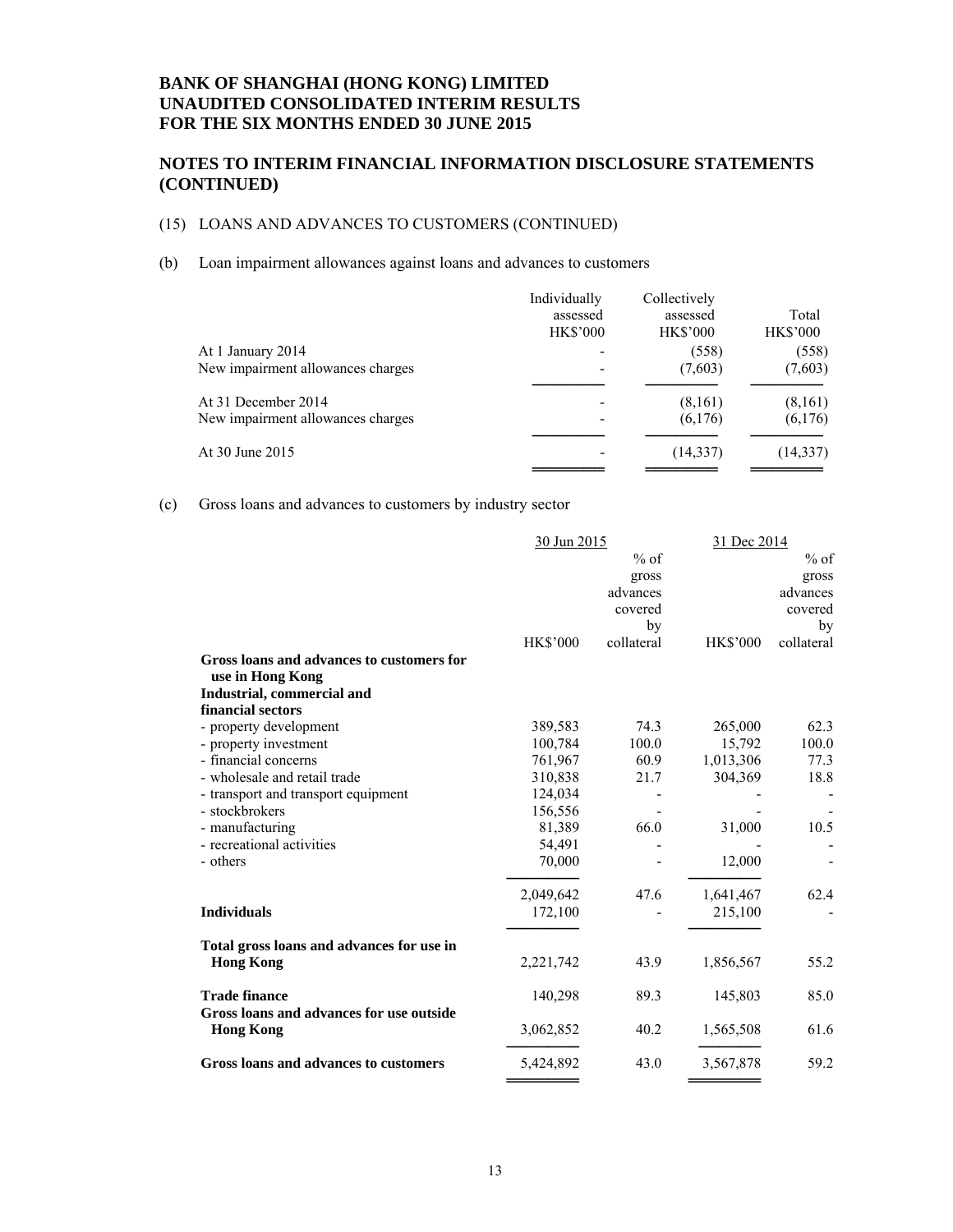# BANK OF SHANGHAI (HONG KONG) LIMITED
# UNAUDITED CONSOLIDATED INTERIM RESULTS
# FOR THE SIX MONTHS ENDED 30 JUNE 2015

## NOTES TO INTERIM FINANCIAL INFORMATION DISCLOSURE STATEMENTS (CONTINUED)

(15) LOANS AND ADVANCES TO CUSTOMERS (CONTINUED)

(b) Loan impairment allowances against loans and advances to customers

| | Individually assessed HK$'000 | Collectively assessed HK$'000 | Total HK$'000 |
|---|---|---|---|
| At 1 January 2014 | - | (558) | (558) |
| New impairment allowances charges | - | (7,603) | (7,603) |
| At 31 December 2014 | - | (8,161) | (8,161) |
| New impairment allowances charges | - | (6,176) | (6,176) |
| At 30 June 2015 | - | (14,337) | (14,337) |

(c) Gross loans and advances to customers by industry sector

| | 30 Jun 2015 | | 31 Dec 2014 | |
|---|---|---|---|---|
| | HK$'000 | % of gross advances covered by collateral | HK$'000 | % of gross advances covered by collateral |
| **Gross loans and advances to customers for use in Hong Kong** | | | | |
| **Industrial, commercial and financial sectors** | | | | |
| - property development | 389,583 | 74.3 | 265,000 | 62.3 |
| - property investment | 100,784 | 100.0 | 15,792 | 100.0 |
| - financial concerns | 761,967 | 60.9 | 1,013,306 | 77.3 |
| - wholesale and retail trade | 310,838 | 21.7 | 304,369 | 18.8 |
| - transport and transport equipment | 124,034 | - | - | - |
| - stockbrokers | 156,556 | - | - | - |
| - manufacturing | 81,389 | 66.0 | 31,000 | 10.5 |
| - recreational activities | 54,491 | - | - | - |
| - others | 70,000 | - | 12,000 | - |
| | 2,049,642 | 47.6 | 1,641,467 | 62.4 |
| **Individuals** | 172,100 | - | 215,100 | - |
| **Total gross loans and advances for use in Hong Kong** | 2,221,742 | 43.9 | 1,856,567 | 55.2 |
| **Trade finance** | 140,298 | 89.3 | 145,803 | 85.0 |
| **Gross loans and advances for use outside Hong Kong** | 3,062,852 | 40.2 | 1,565,508 | 61.6 |
| **Gross loans and advances to customers** | 5,424,892 | 43.0 | 3,567,878 | 59.2 |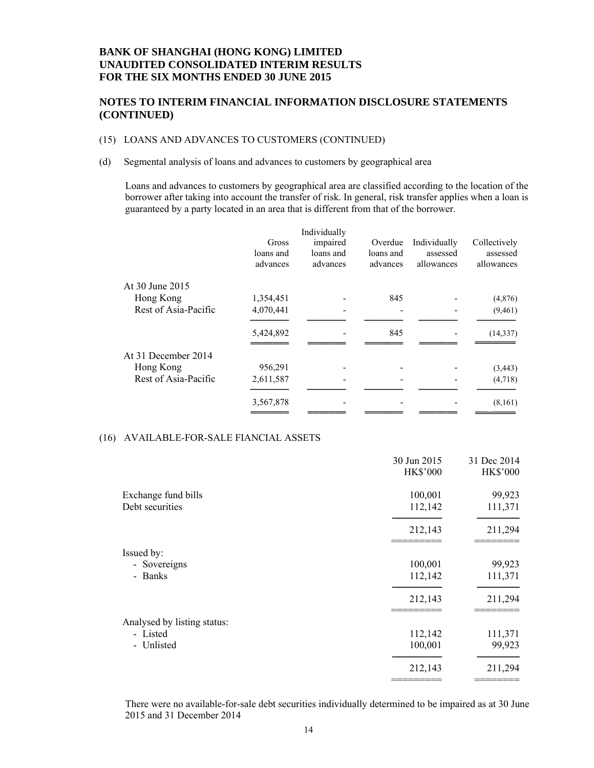# BANK OF SHANGHAI (HONG KONG) LIMITED
# UNAUDITED CONSOLIDATED INTERIM RESULTS
# FOR THE SIX MONTHS ENDED 30 JUNE 2015

## NOTES TO INTERIM FINANCIAL INFORMATION DISCLOSURE STATEMENTS (CONTINUED)

(15) LOANS AND ADVANCES TO CUSTOMERS (CONTINUED)

(d) Segmental analysis of loans and advances to customers by geographical area

Loans and advances to customers by geographical area are classified according to the location of the borrower after taking into account the transfer of risk. In general, risk transfer applies when a loan is guaranteed by a party located in an area that is different from that of the borrower.

| | Gross loans and advances | Individually impaired loans and advances | Overdue loans and advances | Individually assessed allowances | Collectively assessed allowances |
|---|---|---|---|---|---|
| At 30 June 2015 | | | | | |
| Hong Kong | 1,354,451 | - | 845 | - | (4,876) |
| Rest of Asia-Pacific | 4,070,441 | - | - | - | (9,461) |
| | 5,424,892 | - | 845 | - | (14,337) |
| At 31 December 2014 | | | | | |
| Hong Kong | 956,291 | - | - | - | (3,443) |
| Rest of Asia-Pacific | 2,611,587 | - | - | - | (4,718) |
| | 3,567,878 | - | - | - | (8,161) |

(16) AVAILABLE-FOR-SALE FIANCIAL ASSETS

| | 30 Jun 2015 HK$'000 | 31 Dec 2014 HK$'000 |
|---|---|---|
| Exchange fund bills | 100,001 | 99,923 |
| Debt securities | 112,142 | 111,371 |
| | 212,143 | 211,294 |
| Issued by: | | |
| - Sovereigns | 100,001 | 99,923 |
| - Banks | 112,142 | 111,371 |
| | 212,143 | 211,294 |
| Analysed by listing status: | | |
| - Listed | 112,142 | 111,371 |
| - Unlisted | 100,001 | 99,923 |
| | 212,143 | 211,294 |

There were no available-for-sale debt securities individually determined to be impaired as at 30 June 2015 and 31 December 2014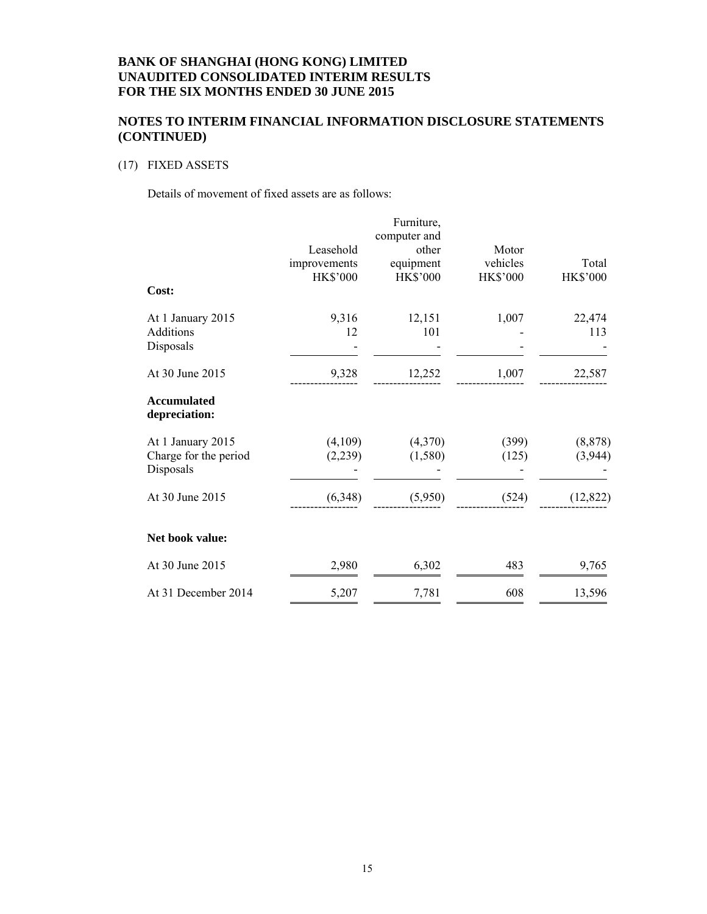# BANK OF SHANGHAI (HONG KONG) LIMITED
# UNAUDITED CONSOLIDATED INTERIM RESULTS
# FOR THE SIX MONTHS ENDED 30 JUNE 2015

## NOTES TO INTERIM FINANCIAL INFORMATION DISCLOSURE STATEMENTS (CONTINUED)

### (17) FIXED ASSETS

Details of movement of fixed assets are as follows:

| | Leasehold improvements HK$'000 | Furniture, computer and other equipment HK$'000 | Motor vehicles HK$'000 | Total HK$'000 |
|---|---|---|---|---|
| **Cost:** | | | | |
| At 1 January 2015 | 9,316 | 12,151 | 1,007 | 22,474 |
| Additions | 12 | 101 | - | 113 |
| Disposals | - | - | - | - |
| At 30 June 2015 | 9,328 | 12,252 | 1,007 | 22,587 |
| **Accumulated depreciation:** | | | | |
| At 1 January 2015 | (4,109) | (4,370) | (399) | (8,878) |
| Charge for the period | (2,239) | (1,580) | (125) | (3,944) |
| Disposals | - | - | - | - |
| At 30 June 2015 | (6,348) | (5,950) | (524) | (12,822) |
| **Net book value:** | | | | |
| At 30 June 2015 | 2,980 | 6,302 | 483 | 9,765 |
| At 31 December 2014 | 5,207 | 7,781 | 608 | 13,596 |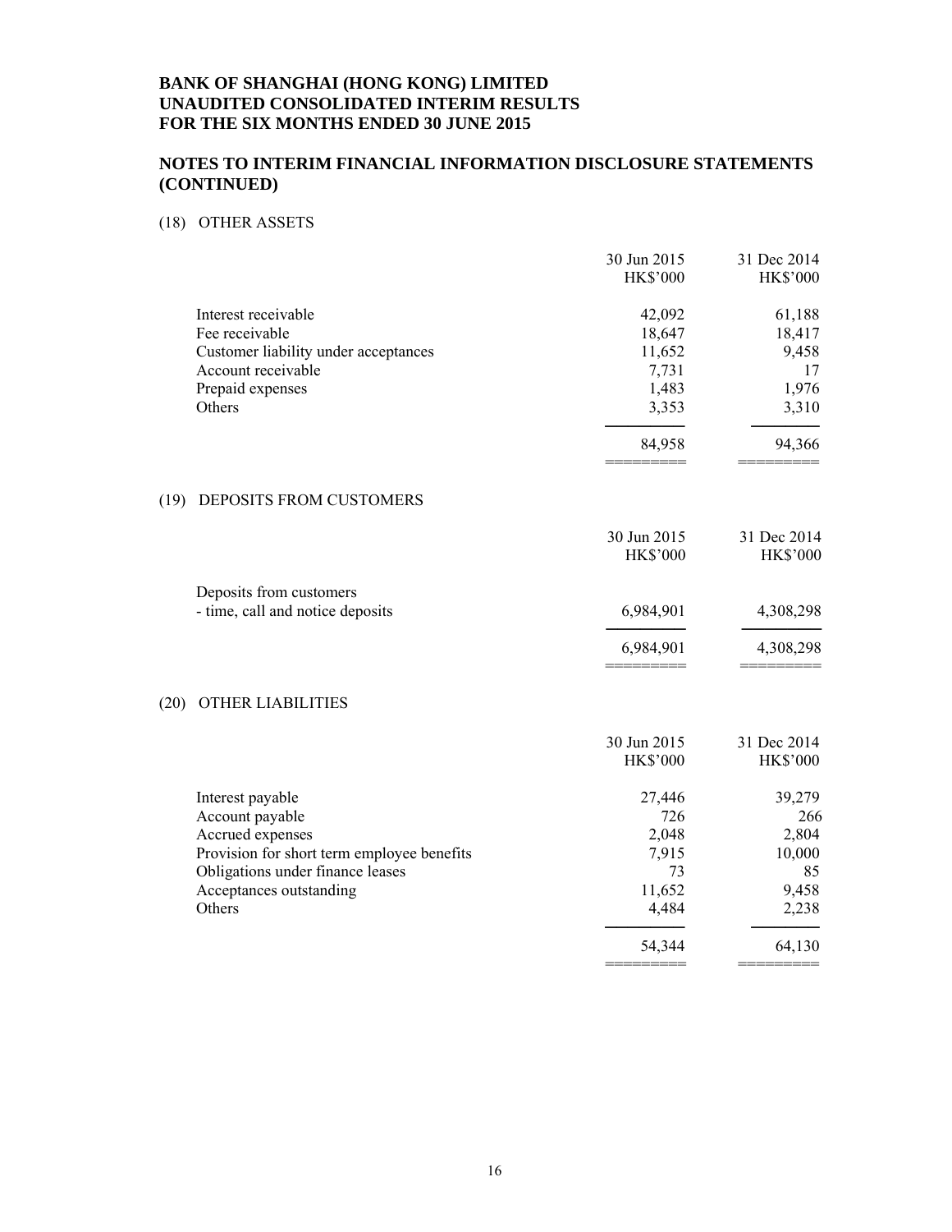**BANK OF SHANGHAI (HONG KONG) LIMITED**
**UNAUDITED CONSOLIDATED INTERIM RESULTS**
**FOR THE SIX MONTHS ENDED 30 JUNE 2015**

## NOTES TO INTERIM FINANCIAL INFORMATION DISCLOSURE STATEMENTS (CONTINUED)

### (18) OTHER ASSETS

| | 30 Jun 2015 HK$'000 | 31 Dec 2014 HK$'000 |
|---|---|---|
| Interest receivable | 42,092 | 61,188 |
| Fee receivable | 18,647 | 18,417 |
| Customer liability under acceptances | 11,652 | 9,458 |
| Account receivable | 7,731 | 17 |
| Prepaid expenses | 1,483 | 1,976 |
| Others | 3,353 | 3,310 |
| | 84,958 | 94,366 |

### (19) DEPOSITS FROM CUSTOMERS

| | 30 Jun 2015 HK$'000 | 31 Dec 2014 HK$'000 |
|---|---|---|
| Deposits from customers | | |
| - time, call and notice deposits | 6,984,901 | 4,308,298 |
| | 6,984,901 | 4,308,298 |

### (20) OTHER LIABILITIES

| | 30 Jun 2015 HK$'000 | 31 Dec 2014 HK$'000 |
|---|---|---|
| Interest payable | 27,446 | 39,279 |
| Account payable | 726 | 266 |
| Accrued expenses | 2,048 | 2,804 |
| Provision for short term employee benefits | 7,915 | 10,000 |
| Obligations under finance leases | 73 | 85 |
| Acceptances outstanding | 11,652 | 9,458 |
| Others | 4,484 | 2,238 |
| | 54,344 | 64,130 |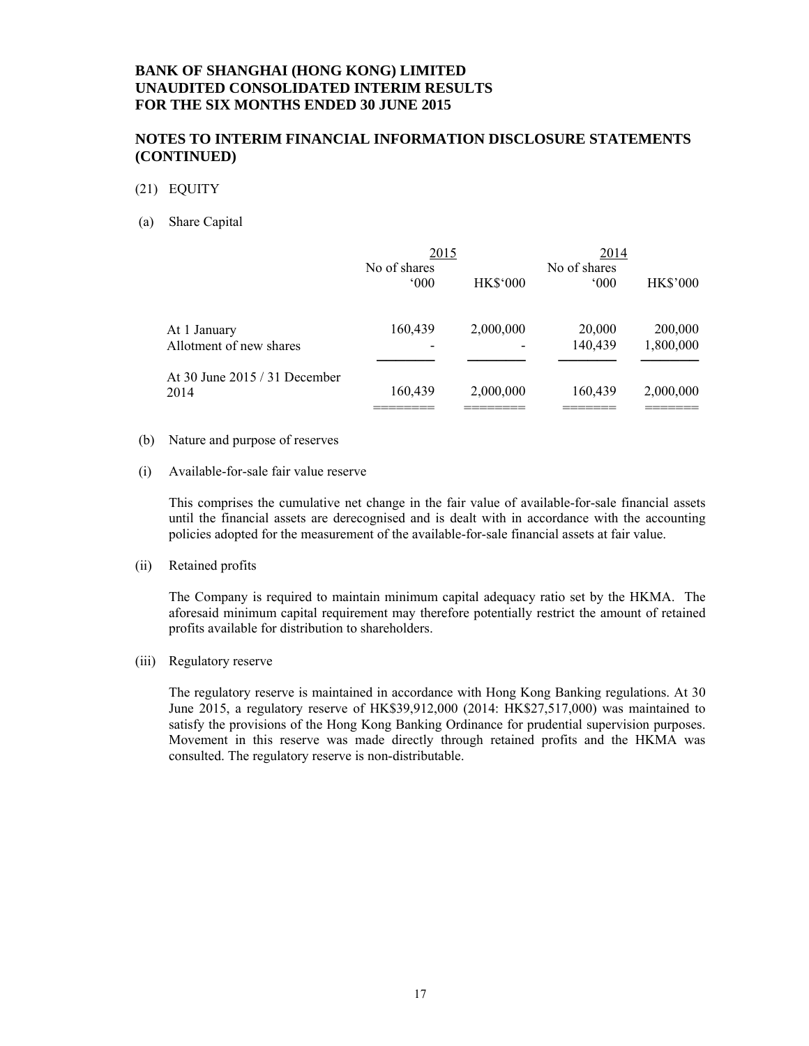# BANK OF SHANGHAI (HONG KONG) LIMITED
# UNAUDITED CONSOLIDATED INTERIM RESULTS
# FOR THE SIX MONTHS ENDED 30 JUNE 2015

## NOTES TO INTERIM FINANCIAL INFORMATION DISCLOSURE STATEMENTS (CONTINUED)

(21) EQUITY

(a) Share Capital

| | 2015 | | 2014 | |
|---|---|---|---|---|
| | No of shares '000 | HK$'000 | No of shares '000 | HK$'000 |
| At 1 January | 160,439 | 2,000,000 | 20,000 | 200,000 |
| Allotment of new shares | - | - | 140,439 | 1,800,000 |
| At 30 June 2015 / 31 December 2014 | 160,439 | 2,000,000 | 160,439 | 2,000,000 |

(b) Nature and purpose of reserves

(i) Available-for-sale fair value reserve

This comprises the cumulative net change in the fair value of available-for-sale financial assets until the financial assets are derecognised and is dealt with in accordance with the accounting policies adopted for the measurement of the available-for-sale financial assets at fair value.

(ii) Retained profits

The Company is required to maintain minimum capital adequacy ratio set by the HKMA. The aforesaid minimum capital requirement may therefore potentially restrict the amount of retained profits available for distribution to shareholders.

(iii) Regulatory reserve

The regulatory reserve is maintained in accordance with Hong Kong Banking regulations. At 30 June 2015, a regulatory reserve of HK$39,912,000 (2014: HK$27,517,000) was maintained to satisfy the provisions of the Hong Kong Banking Ordinance for prudential supervision purposes. Movement in this reserve was made directly through retained profits and the HKMA was consulted. The regulatory reserve is non-distributable.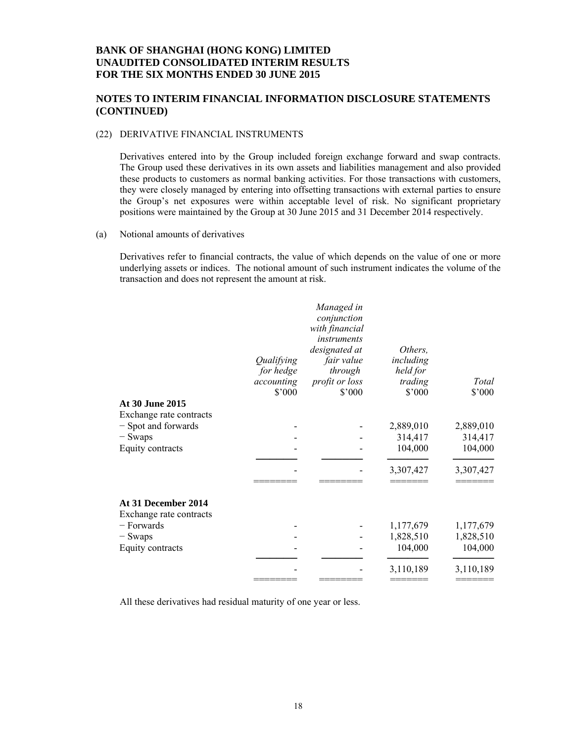**BANK OF SHANGHAI (HONG KONG) LIMITED**
**UNAUDITED CONSOLIDATED INTERIM RESULTS**
**FOR THE SIX MONTHS ENDED 30 JUNE 2015**

## NOTES TO INTERIM FINANCIAL INFORMATION DISCLOSURE STATEMENTS (CONTINUED)

(22) DERIVATIVE FINANCIAL INSTRUMENTS

Derivatives entered into by the Group included foreign exchange forward and swap contracts. The Group used these derivatives in its own assets and liabilities management and also provided these products to customers as normal banking activities. For those transactions with customers, they were closely managed by entering into offsetting transactions with external parties to ensure the Group's net exposures were within acceptable level of risk. No significant proprietary positions were maintained by the Group at 30 June 2015 and 31 December 2014 respectively.

(a) Notional amounts of derivatives

Derivatives refer to financial contracts, the value of which depends on the value of one or more underlying assets or indices. The notional amount of such instrument indicates the volume of the transaction and does not represent the amount at risk.

| | *Qualifying for hedge accounting* $'000 | *Managed in conjunction with financial instruments designated at fair value through profit or loss* $'000 | *Others, including held for trading* $'000 | *Total* $'000 |
|---|---|---|---|---|
| **At 30 June 2015** | | | | |
| Exchange rate contracts | | | | |
| − Spot and forwards | - | - | 2,889,010 | 2,889,010 |
| − Swaps | - | - | 314,417 | 314,417 |
| Equity contracts | - | - | 104,000 | 104,000 |
| | - | - | 3,307,427 | 3,307,427 |
| **At 31 December 2014** | | | | |
| Exchange rate contracts | | | | |
| − Forwards | - | - | 1,177,679 | 1,177,679 |
| − Swaps | - | - | 1,828,510 | 1,828,510 |
| Equity contracts | - | - | 104,000 | 104,000 |
| | - | - | 3,110,189 | 3,110,189 |

All these derivatives had residual maturity of one year or less.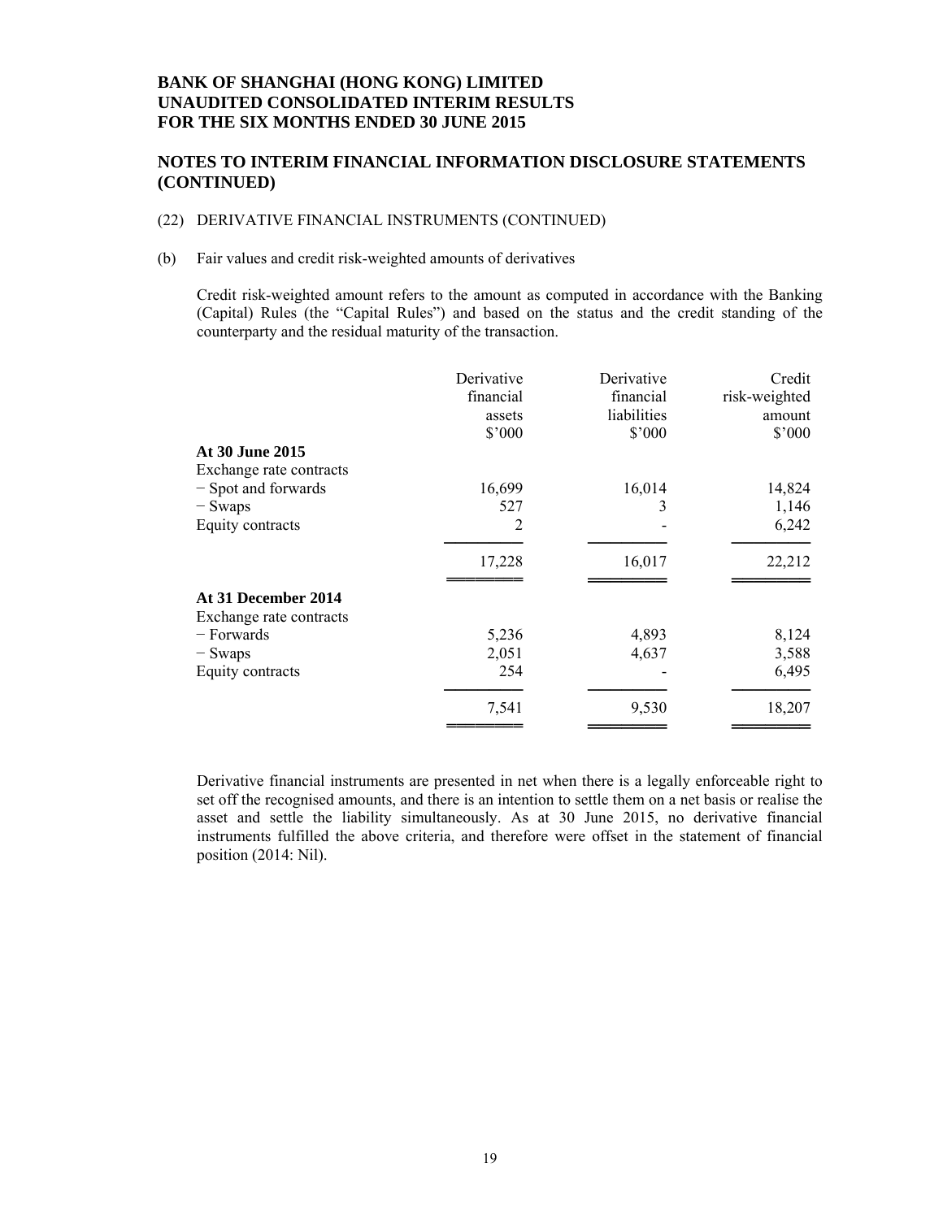**BANK OF SHANGHAI (HONG KONG) LIMITED**
**UNAUDITED CONSOLIDATED INTERIM RESULTS**
**FOR THE SIX MONTHS ENDED 30 JUNE 2015**

## NOTES TO INTERIM FINANCIAL INFORMATION DISCLOSURE STATEMENTS (CONTINUED)

(22) DERIVATIVE FINANCIAL INSTRUMENTS (CONTINUED)

(b) Fair values and credit risk-weighted amounts of derivatives

Credit risk-weighted amount refers to the amount as computed in accordance with the Banking (Capital) Rules (the "Capital Rules") and based on the status and the credit standing of the counterparty and the residual maturity of the transaction.

| | Derivative financial assets $'000 | Derivative financial liabilities $'000 | Credit risk-weighted amount $'000 |
|---|---|---|---|
| **At 30 June 2015** | | | |
| Exchange rate contracts | | | |
| − Spot and forwards | 16,699 | 16,014 | 14,824 |
| − Swaps | 527 | 3 | 1,146 |
| Equity contracts | 2 | - | 6,242 |
| | 17,228 | 16,017 | 22,212 |
| **At 31 December 2014** | | | |
| Exchange rate contracts | | | |
| − Forwards | 5,236 | 4,893 | 8,124 |
| − Swaps | 2,051 | 4,637 | 3,588 |
| Equity contracts | 254 | - | 6,495 |
| | 7,541 | 9,530 | 18,207 |

Derivative financial instruments are presented in net when there is a legally enforceable right to set off the recognised amounts, and there is an intention to settle them on a net basis or realise the asset and settle the liability simultaneously. As at 30 June 2015, no derivative financial instruments fulfilled the above criteria, and therefore were offset in the statement of financial position (2014: Nil).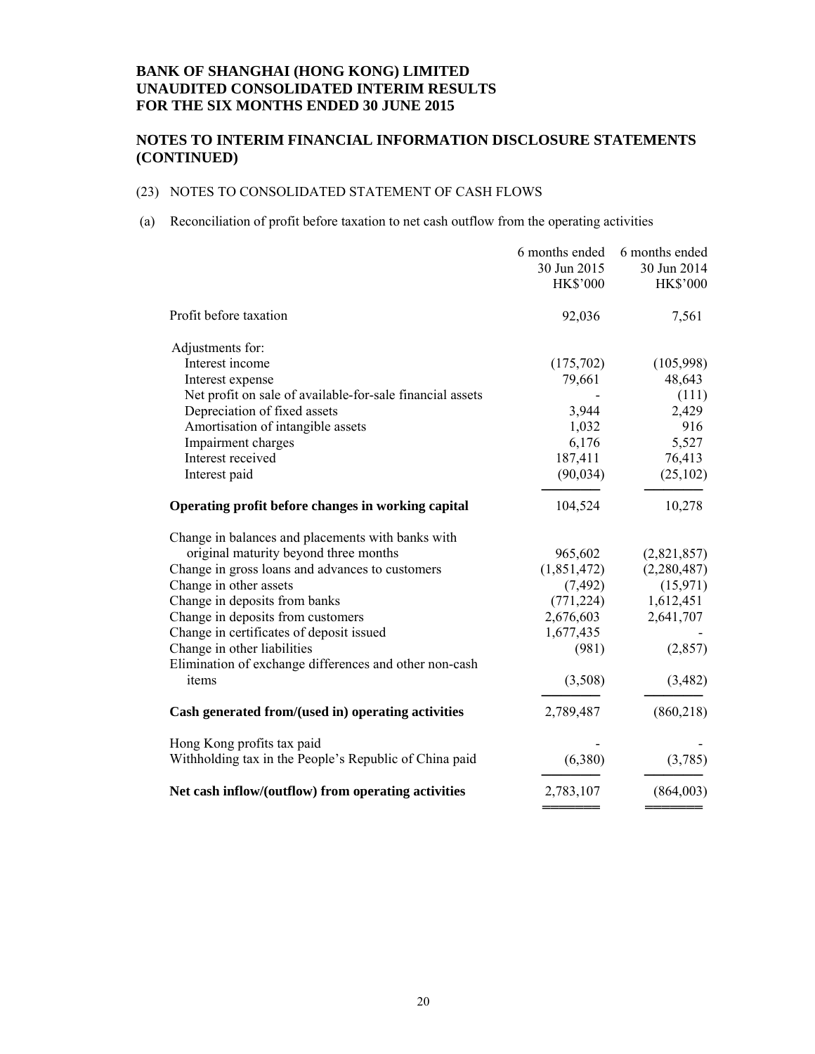# BANK OF SHANGHAI (HONG KONG) LIMITED
# UNAUDITED CONSOLIDATED INTERIM RESULTS
# FOR THE SIX MONTHS ENDED 30 JUNE 2015

## NOTES TO INTERIM FINANCIAL INFORMATION DISCLOSURE STATEMENTS (CONTINUED)

(23) NOTES TO CONSOLIDATED STATEMENT OF CASH FLOWS

(a) Reconciliation of profit before taxation to net cash outflow from the operating activities

| | 6 months ended 30 Jun 2015 HK$'000 | 6 months ended 30 Jun 2014 HK$'000 |
|---|---|---|
| Profit before taxation | 92,036 | 7,561 |
| Adjustments for: | | |
| Interest income | (175,702) | (105,998) |
| Interest expense | 79,661 | 48,643 |
| Net profit on sale of available-for-sale financial assets | - | (111) |
| Depreciation of fixed assets | 3,944 | 2,429 |
| Amortisation of intangible assets | 1,032 | 916 |
| Impairment charges | 6,176 | 5,527 |
| Interest received | 187,411 | 76,413 |
| Interest paid | (90,034) | (25,102) |
| **Operating profit before changes in working capital** | 104,524 | 10,278 |
| Change in balances and placements with banks with original maturity beyond three months | 965,602 | (2,821,857) |
| Change in gross loans and advances to customers | (1,851,472) | (2,280,487) |
| Change in other assets | (7,492) | (15,971) |
| Change in deposits from banks | (771,224) | 1,612,451 |
| Change in deposits from customers | 2,676,603 | 2,641,707 |
| Change in certificates of deposit issued | 1,677,435 | - |
| Change in other liabilities | (981) | (2,857) |
| Elimination of exchange differences and other non-cash items | (3,508) | (3,482) |
| **Cash generated from/(used in) operating activities** | 2,789,487 | (860,218) |
| Hong Kong profits tax paid | - | - |
| Withholding tax in the People's Republic of China paid | (6,380) | (3,785) |
| **Net cash inflow/(outflow) from operating activities** | 2,783,107 | (864,003) |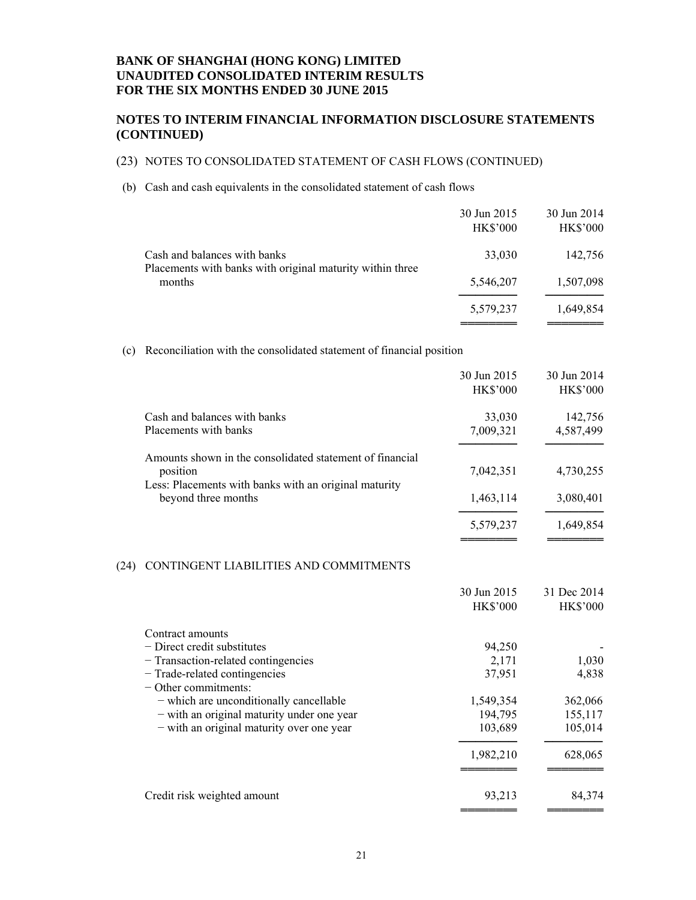**BANK OF SHANGHAI (HONG KONG) LIMITED**
**UNAUDITED CONSOLIDATED INTERIM RESULTS**
**FOR THE SIX MONTHS ENDED 30 JUNE 2015**

## NOTES TO INTERIM FINANCIAL INFORMATION DISCLOSURE STATEMENTS (CONTINUED)

(23) NOTES TO CONSOLIDATED STATEMENT OF CASH FLOWS (CONTINUED)

(b) Cash and cash equivalents in the consolidated statement of cash flows

| | 30 Jun 2015 HK$'000 | 30 Jun 2014 HK$'000 |
|---|---|---|
| Cash and balances with banks | 33,030 | 142,756 |
| Placements with banks with original maturity within three months | 5,546,207 | 1,507,098 |
| | 5,579,237 | 1,649,854 |

(c) Reconciliation with the consolidated statement of financial position

| | 30 Jun 2015 HK$'000 | 30 Jun 2014 HK$'000 |
|---|---|---|
| Cash and balances with banks | 33,030 | 142,756 |
| Placements with banks | 7,009,321 | 4,587,499 |
| Amounts shown in the consolidated statement of financial position | 7,042,351 | 4,730,255 |
| Less: Placements with banks with an original maturity beyond three months | 1,463,114 | 3,080,401 |
| | 5,579,237 | 1,649,854 |

(24) CONTINGENT LIABILITIES AND COMMITMENTS

| | 30 Jun 2015 HK$'000 | 31 Dec 2014 HK$'000 |
|---|---|---|
| Contract amounts | | |
| − Direct credit substitutes | 94,250 | - |
| − Transaction-related contingencies | 2,171 | 1,030 |
| − Trade-related contingencies | 37,951 | 4,838 |
| − Other commitments: | | |
| − which are unconditionally cancellable | 1,549,354 | 362,066 |
| − with an original maturity under one year | 194,795 | 155,117 |
| − with an original maturity over one year | 103,689 | 105,014 |
| | 1,982,210 | 628,065 |
| Credit risk weighted amount | 93,213 | 84,374 |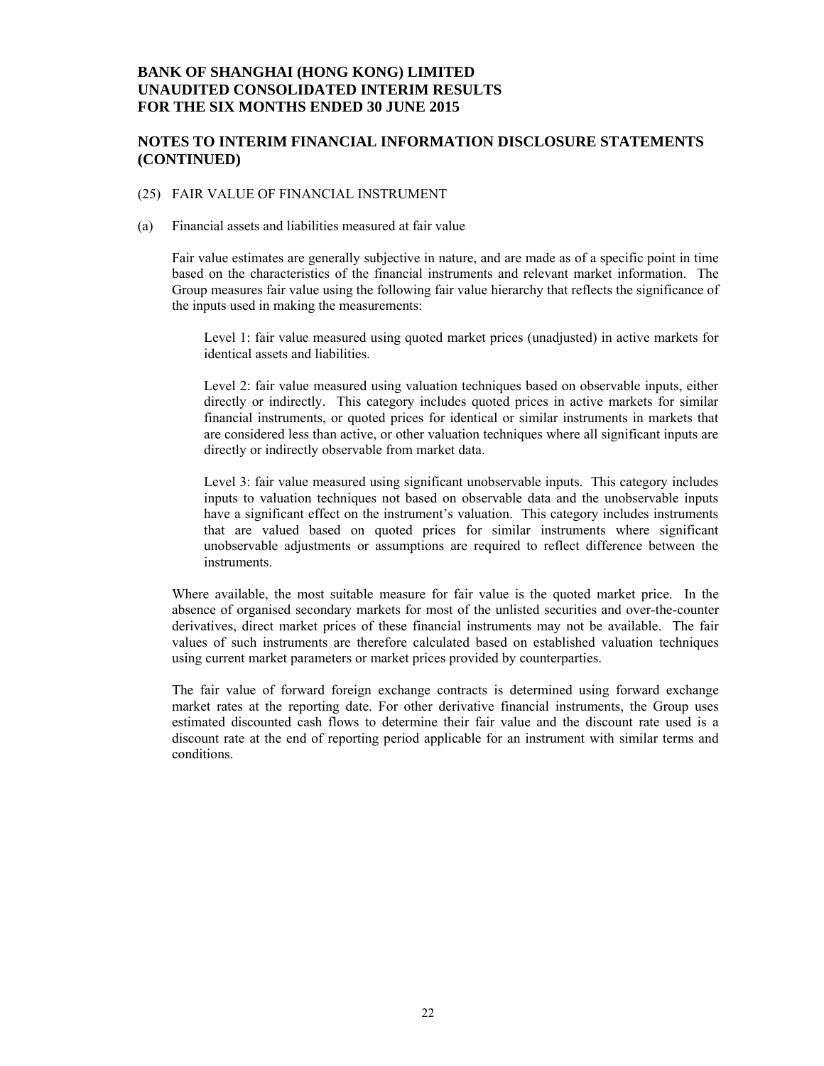# BANK OF SHANGHAI (HONG KONG) LIMITED
# UNAUDITED CONSOLIDATED INTERIM RESULTS
# FOR THE SIX MONTHS ENDED 30 JUNE 2015

## NOTES TO INTERIM FINANCIAL INFORMATION DISCLOSURE STATEMENTS (CONTINUED)

(25) FAIR VALUE OF FINANCIAL INSTRUMENT

(a) Financial assets and liabilities measured at fair value

Fair value estimates are generally subjective in nature, and are made as of a specific point in time based on the characteristics of the financial instruments and relevant market information. The Group measures fair value using the following fair value hierarchy that reflects the significance of the inputs used in making the measurements:

Level 1: fair value measured using quoted market prices (unadjusted) in active markets for identical assets and liabilities.

Level 2: fair value measured using valuation techniques based on observable inputs, either directly or indirectly. This category includes quoted prices in active markets for similar financial instruments, or quoted prices for identical or similar instruments in markets that are considered less than active, or other valuation techniques where all significant inputs are directly or indirectly observable from market data.

Level 3: fair value measured using significant unobservable inputs. This category includes inputs to valuation techniques not based on observable data and the unobservable inputs have a significant effect on the instrument's valuation. This category includes instruments that are valued based on quoted prices for similar instruments where significant unobservable adjustments or assumptions are required to reflect difference between the instruments.

Where available, the most suitable measure for fair value is the quoted market price. In the absence of organised secondary markets for most of the unlisted securities and over-the-counter derivatives, direct market prices of these financial instruments may not be available. The fair values of such instruments are therefore calculated based on established valuation techniques using current market parameters or market prices provided by counterparties.

The fair value of forward foreign exchange contracts is determined using forward exchange market rates at the reporting date. For other derivative financial instruments, the Group uses estimated discounted cash flows to determine their fair value and the discount rate used is a discount rate at the end of reporting period applicable for an instrument with similar terms and conditions.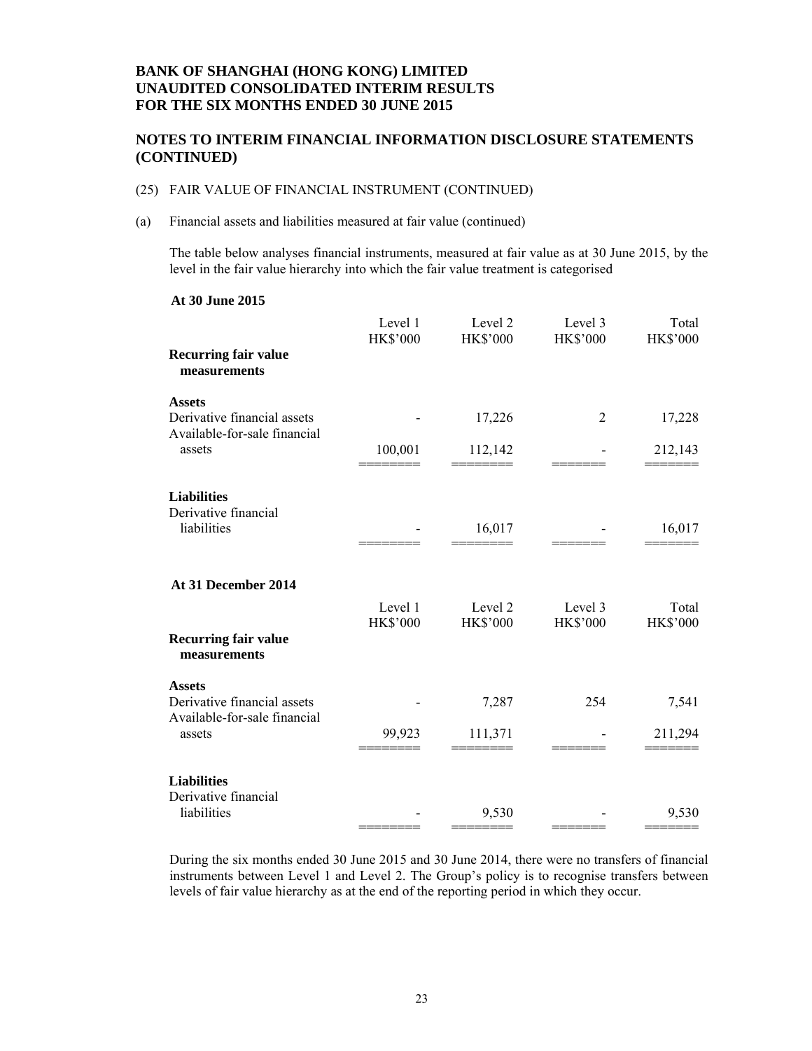**BANK OF SHANGHAI (HONG KONG) LIMITED**
**UNAUDITED CONSOLIDATED INTERIM RESULTS**
**FOR THE SIX MONTHS ENDED 30 JUNE 2015**

## NOTES TO INTERIM FINANCIAL INFORMATION DISCLOSURE STATEMENTS (CONTINUED)

(25) FAIR VALUE OF FINANCIAL INSTRUMENT (CONTINUED)

(a) Financial assets and liabilities measured at fair value (continued)

The table below analyses financial instruments, measured at fair value as at 30 June 2015, by the level in the fair value hierarchy into which the fair value treatment is categorised

**At 30 June 2015**

| | Level 1 HK$'000 | Level 2 HK$'000 | Level 3 HK$'000 | Total HK$'000 |
|---|---|---|---|---|
| **Recurring fair value measurements** | | | | |
| **Assets** | | | | |
| Derivative financial assets | - | 17,226 | 2 | 17,228 |
| Available-for-sale financial assets | 100,001 | 112,142 | - | 212,143 |
| **Liabilities** | | | | |
| Derivative financial liabilities | - | 16,017 | - | 16,017 |

**At 31 December 2014**

| | Level 1 HK$'000 | Level 2 HK$'000 | Level 3 HK$'000 | Total HK$'000 |
|---|---|---|---|---|
| **Recurring fair value measurements** | | | | |
| **Assets** | | | | |
| Derivative financial assets | - | 7,287 | 254 | 7,541 |
| Available-for-sale financial assets | 99,923 | 111,371 | - | 211,294 |
| **Liabilities** | | | | |
| Derivative financial liabilities | - | 9,530 | - | 9,530 |

During the six months ended 30 June 2015 and 30 June 2014, there were no transfers of financial instruments between Level 1 and Level 2. The Group's policy is to recognise transfers between levels of fair value hierarchy as at the end of the reporting period in which they occur.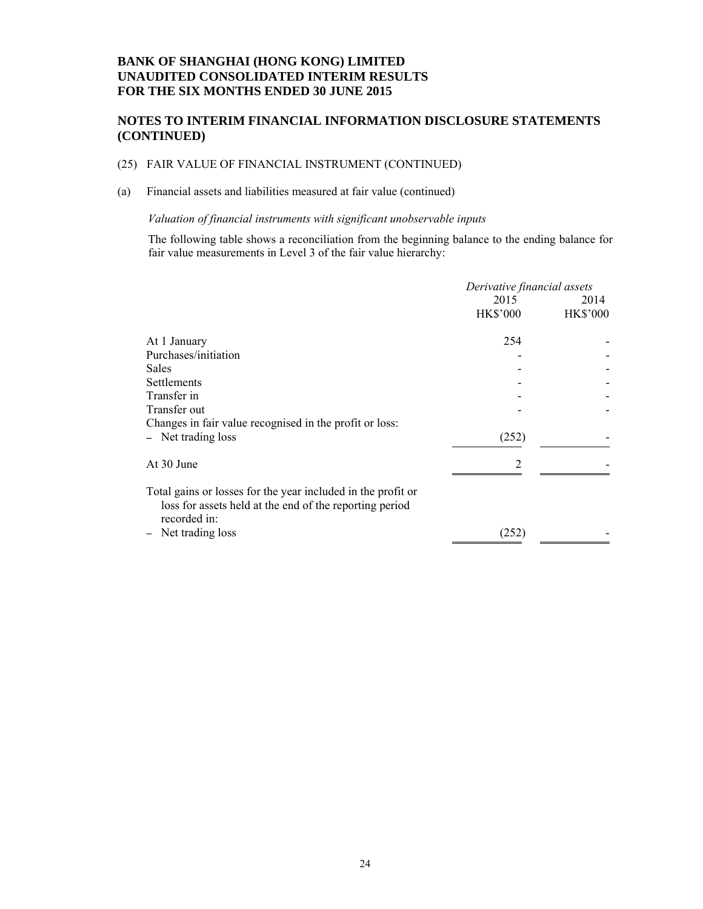# BANK OF SHANGHAI (HONG KONG) LIMITED
# UNAUDITED CONSOLIDATED INTERIM RESULTS
# FOR THE SIX MONTHS ENDED 30 JUNE 2015

## NOTES TO INTERIM FINANCIAL INFORMATION DISCLOSURE STATEMENTS (CONTINUED)

(25) FAIR VALUE OF FINANCIAL INSTRUMENT (CONTINUED)

(a) Financial assets and liabilities measured at fair value (continued)

*Valuation of financial instruments with significant unobservable inputs*

The following table shows a reconciliation from the beginning balance to the ending balance for fair value measurements in Level 3 of the fair value hierarchy:

| | *Derivative financial assets* | |
|---|---|---|
| | 2015 | 2014 |
| | HK$'000 | HK$'000 |
| At 1 January | 254 | - |
| Purchases/initiation | - | - |
| Sales | - | - |
| Settlements | - | - |
| Transfer in | - | - |
| Transfer out | - | - |
| Changes in fair value recognised in the profit or loss: | | |
| – Net trading loss | (252) | - |
| At 30 June | 2 | - |
| Total gains or losses for the year included in the profit or loss for assets held at the end of the reporting period recorded in: | | |
| – Net trading loss | (252) | - |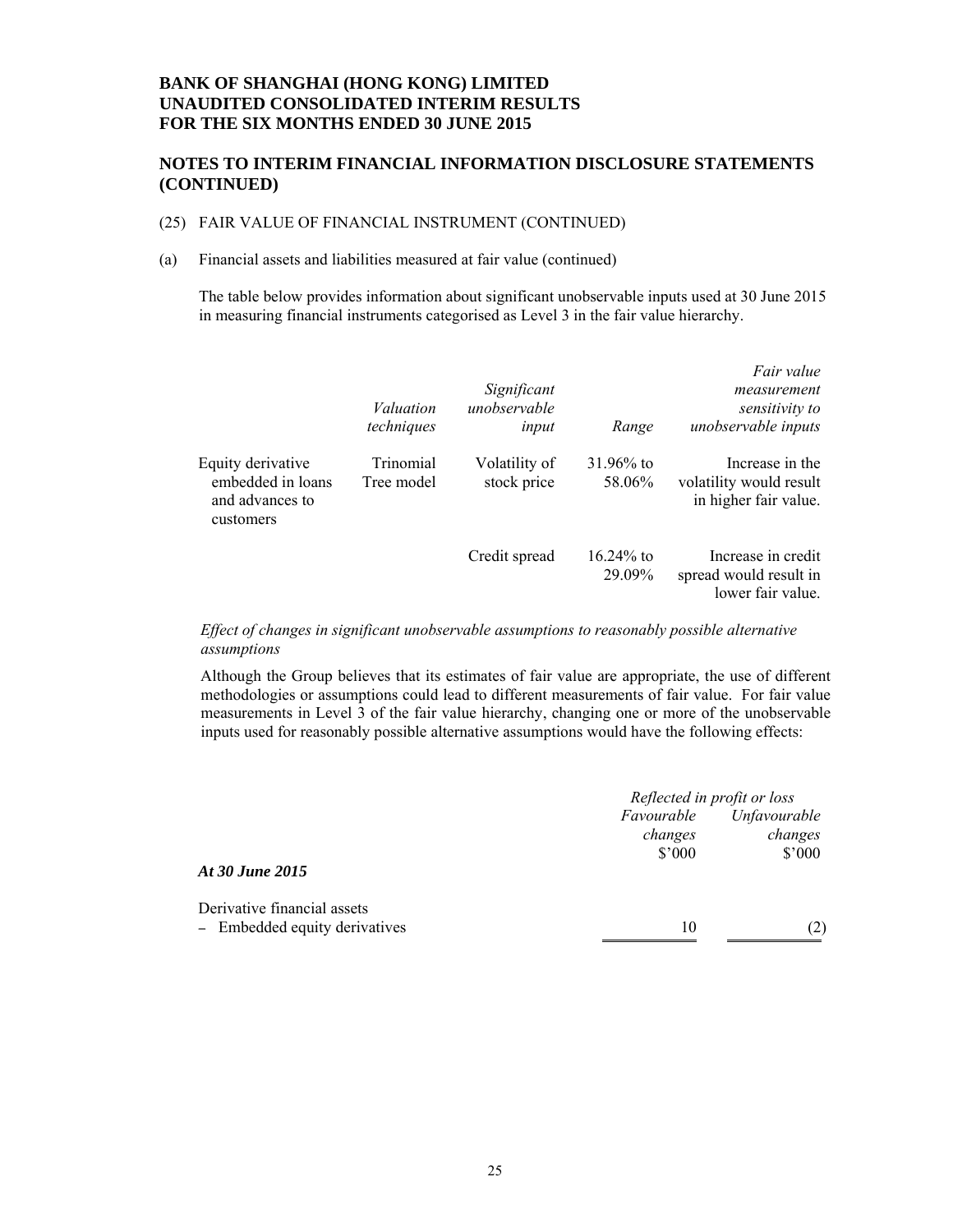**BANK OF SHANGHAI (HONG KONG) LIMITED**
**UNAUDITED CONSOLIDATED INTERIM RESULTS**
**FOR THE SIX MONTHS ENDED 30 JUNE 2015**

## NOTES TO INTERIM FINANCIAL INFORMATION DISCLOSURE STATEMENTS (CONTINUED)

(25) FAIR VALUE OF FINANCIAL INSTRUMENT (CONTINUED)

(a) Financial assets and liabilities measured at fair value (continued)

The table below provides information about significant unobservable inputs used at 30 June 2015 in measuring financial instruments categorised as Level 3 in the fair value hierarchy.

| | *Valuation techniques* | *Significant unobservable input* | *Range* | *Fair value measurement sensitivity to unobservable inputs* |
|---|---|---|---|---|
| Equity derivative embedded in loans and advances to customers | Trinomial Tree model | Volatility of stock price | 31.96% to 58.06% | Increase in the volatility would result in higher fair value. |
| | | Credit spread | 16.24% to 29.09% | Increase in credit spread would result in lower fair value. |

*Effect of changes in significant unobservable assumptions to reasonably possible alternative assumptions*

Although the Group believes that its estimates of fair value are appropriate, the use of different methodologies or assumptions could lead to different measurements of fair value. For fair value measurements in Level 3 of the fair value hierarchy, changing one or more of the unobservable inputs used for reasonably possible alternative assumptions would have the following effects:

| | *Reflected in profit or loss* | |
|---|---|---|
| | *Favourable changes* | *Unfavourable changes* |
| | $'000 | $'000 |
| ***At 30 June 2015*** | | |
| Derivative financial assets | | |
| – Embedded equity derivatives | 10 | (2) |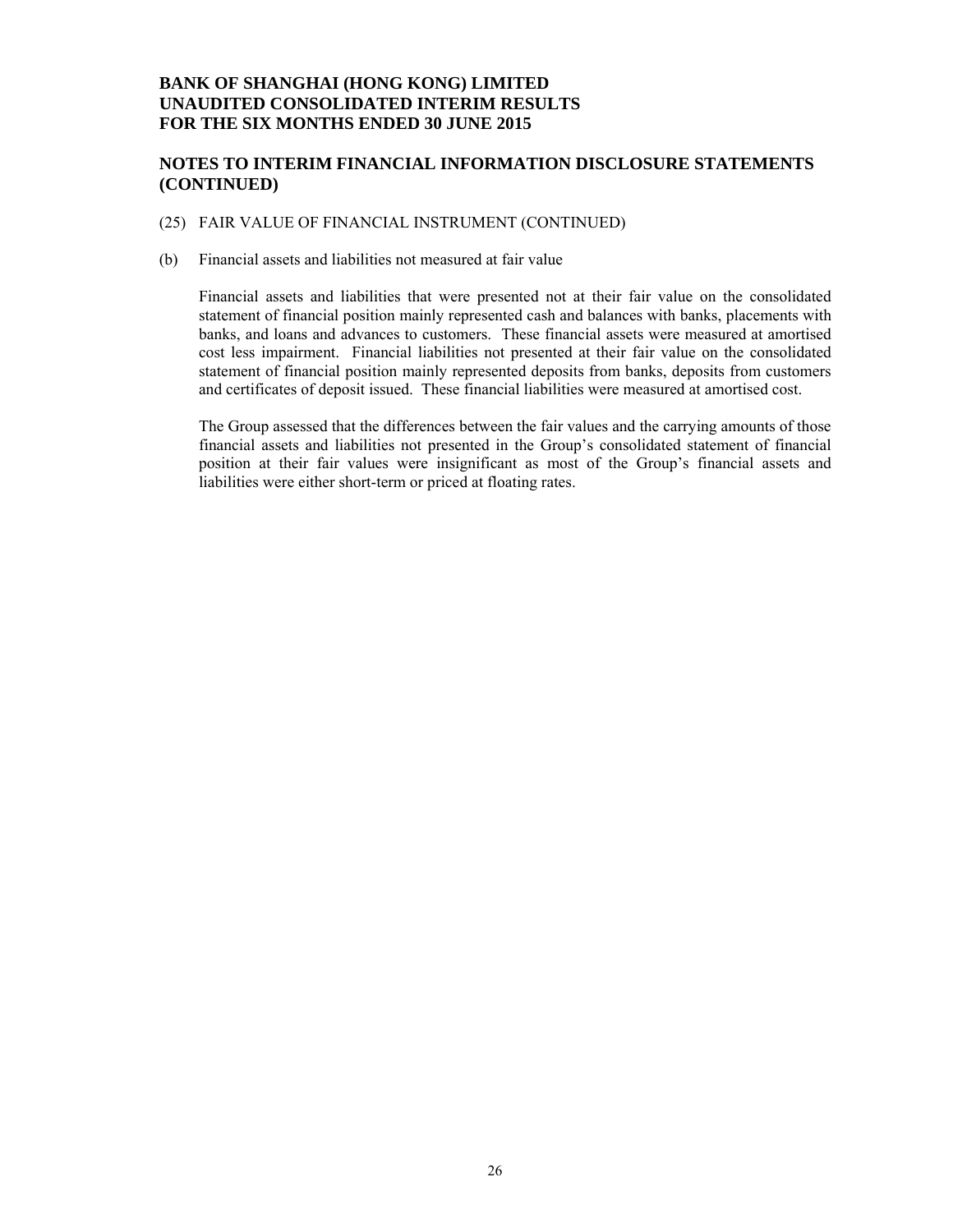## NOTES TO INTERIM FINANCIAL INFORMATION DISCLOSURE STATEMENTS (CONTINUED)

(25) FAIR VALUE OF FINANCIAL INSTRUMENT (CONTINUED)

(b) Financial assets and liabilities not measured at fair value

Financial assets and liabilities that were presented not at their fair value on the consolidated statement of financial position mainly represented cash and balances with banks, placements with banks, and loans and advances to customers. These financial assets were measured at amortised cost less impairment. Financial liabilities not presented at their fair value on the consolidated statement of financial position mainly represented deposits from banks, deposits from customers and certificates of deposit issued. These financial liabilities were measured at amortised cost.

The Group assessed that the differences between the fair values and the carrying amounts of those financial assets and liabilities not presented in the Group's consolidated statement of financial position at their fair values were insignificant as most of the Group's financial assets and liabilities were either short-term or priced at floating rates.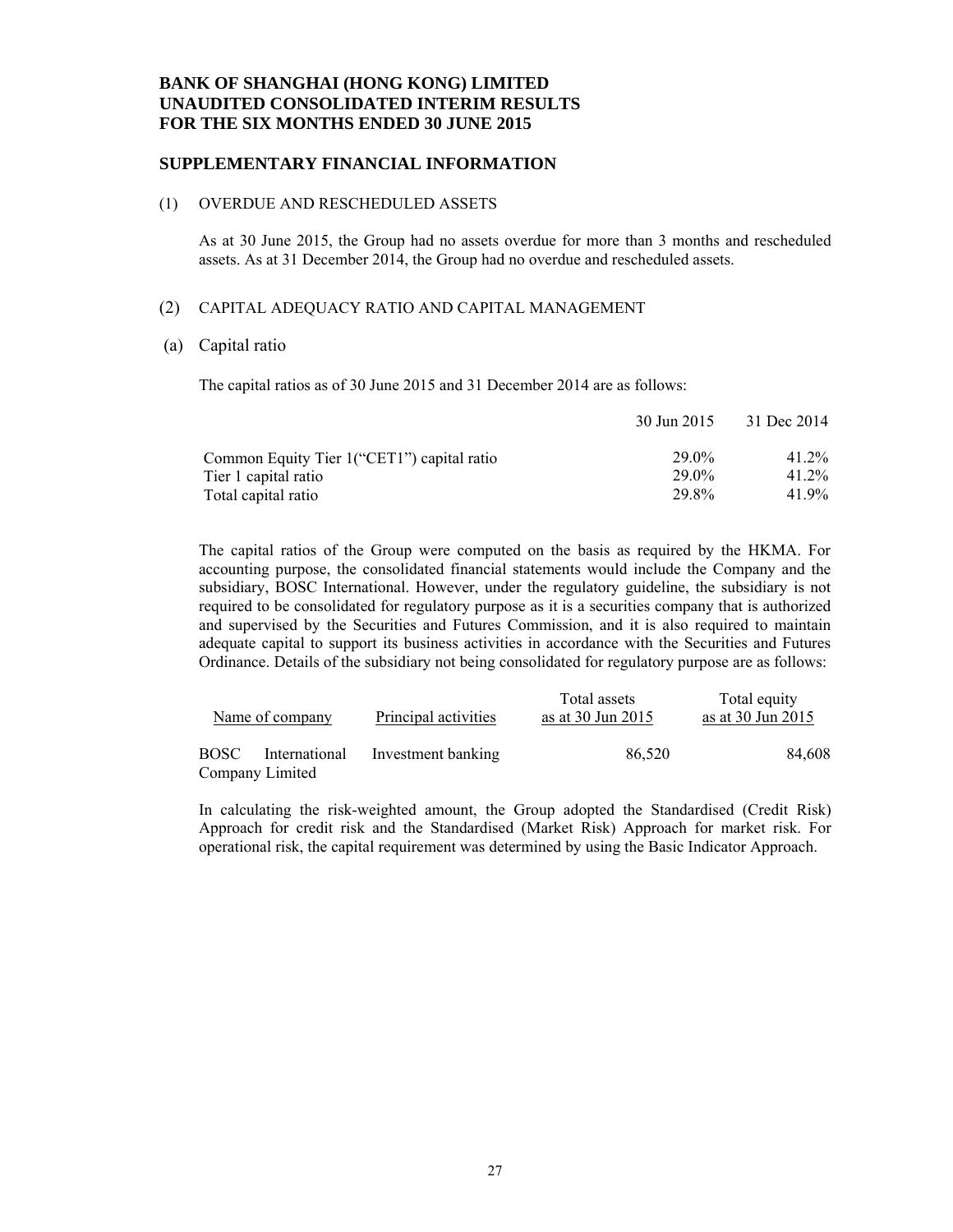# BANK OF SHANGHAI (HONG KONG) LIMITED
# UNAUDITED CONSOLIDATED INTERIM RESULTS
# FOR THE SIX MONTHS ENDED 30 JUNE 2015

## SUPPLEMENTARY FINANCIAL INFORMATION

### (1) OVERDUE AND RESCHEDULED ASSETS

As at 30 June 2015, the Group had no assets overdue for more than 3 months and rescheduled assets. As at 31 December 2014, the Group had no overdue and rescheduled assets.

### (2) CAPITAL ADEQUACY RATIO AND CAPITAL MANAGEMENT

#### (a) Capital ratio

The capital ratios as of 30 June 2015 and 31 December 2014 are as follows:

| | 30 Jun 2015 | 31 Dec 2014 |
|---|---|---|
| Common Equity Tier 1("CET1") capital ratio | 29.0% | 41.2% |
| Tier 1 capital ratio | 29.0% | 41.2% |
| Total capital ratio | 29.8% | 41.9% |

The capital ratios of the Group were computed on the basis as required by the HKMA. For accounting purpose, the consolidated financial statements would include the Company and the subsidiary, BOSC International. However, under the regulatory guideline, the subsidiary is not required to be consolidated for regulatory purpose as it is a securities company that is authorized and supervised by the Securities and Futures Commission, and it is also required to maintain adequate capital to support its business activities in accordance with the Securities and Futures Ordinance. Details of the subsidiary not being consolidated for regulatory purpose are as follows:

| Name of company | Principal activities | Total assets as at 30 Jun 2015 | Total equity as at 30 Jun 2015 |
|---|---|---|---|
| BOSC International Company Limited | Investment banking | 86,520 | 84,608 |

In calculating the risk-weighted amount, the Group adopted the Standardised (Credit Risk) Approach for credit risk and the Standardised (Market Risk) Approach for market risk. For operational risk, the capital requirement was determined by using the Basic Indicator Approach.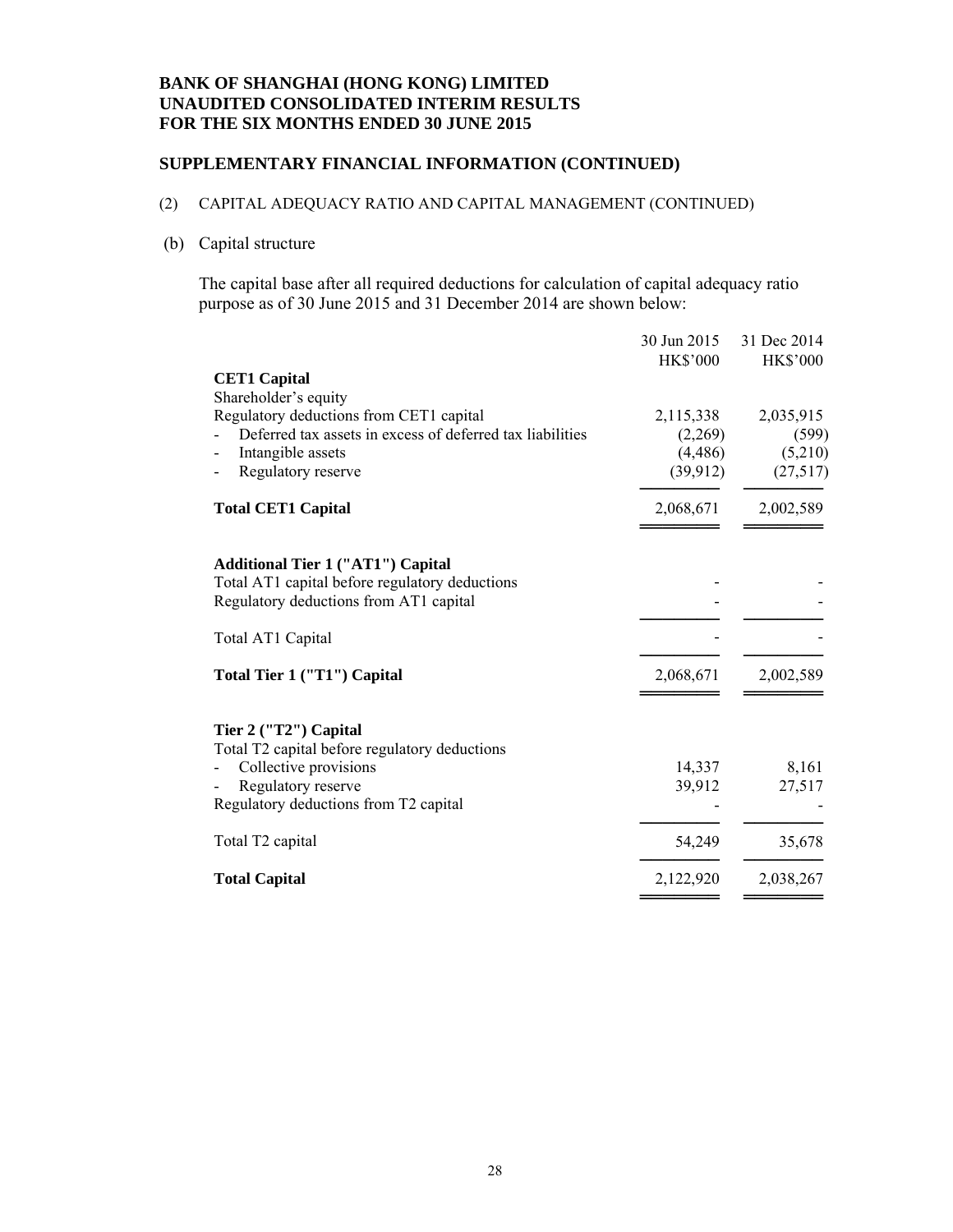**BANK OF SHANGHAI (HONG KONG) LIMITED**
**UNAUDITED CONSOLIDATED INTERIM RESULTS**
**FOR THE SIX MONTHS ENDED 30 JUNE 2015**

## SUPPLEMENTARY FINANCIAL INFORMATION (CONTINUED)

(2) CAPITAL ADEQUACY RATIO AND CAPITAL MANAGEMENT (CONTINUED)

(b) Capital structure

The capital base after all required deductions for calculation of capital adequacy ratio purpose as of 30 June 2015 and 31 December 2014 are shown below:

| | 30 Jun 2015<br>HK$'000 | 31 Dec 2014<br>HK$'000 |
|---|---|---|
| **CET1 Capital** | | |
| Shareholder's equity | | |
| Regulatory deductions from CET1 capital | 2,115,338 | 2,035,915 |
| - Deferred tax assets in excess of deferred tax liabilities | (2,269) | (599) |
| - Intangible assets | (4,486) | (5,210) |
| - Regulatory reserve | (39,912) | (27,517) |
| **Total CET1 Capital** | 2,068,671 | 2,002,589 |
| **Additional Tier 1 ("AT1") Capital** | | |
| Total AT1 capital before regulatory deductions | - | - |
| Regulatory deductions from AT1 capital | - | - |
| Total AT1 Capital | - | - |
| **Total Tier 1 ("T1") Capital** | 2,068,671 | 2,002,589 |
| **Tier 2 ("T2") Capital** | | |
| Total T2 capital before regulatory deductions | | |
| - Collective provisions | 14,337 | 8,161 |
| - Regulatory reserve | 39,912 | 27,517 |
| Regulatory deductions from T2 capital | - | - |
| Total T2 capital | 54,249 | 35,678 |
| **Total Capital** | 2,122,920 | 2,038,267 |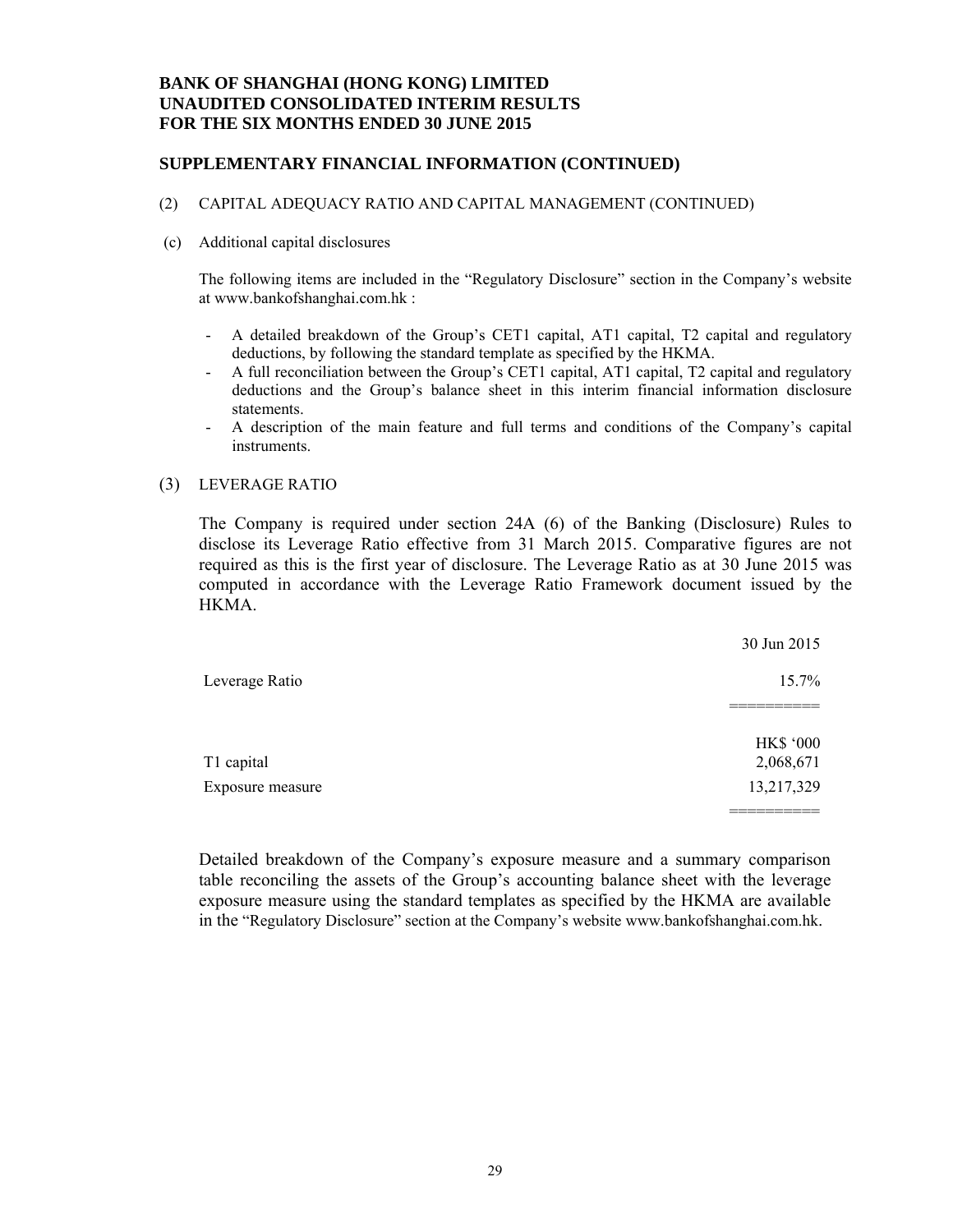# BANK OF SHANGHAI (HONG KONG) LIMITED
# UNAUDITED CONSOLIDATED INTERIM RESULTS
# FOR THE SIX MONTHS ENDED 30 JUNE 2015

## SUPPLEMENTARY FINANCIAL INFORMATION (CONTINUED)

(2) CAPITAL ADEQUACY RATIO AND CAPITAL MANAGEMENT (CONTINUED)

(c) Additional capital disclosures

The following items are included in the "Regulatory Disclosure" section in the Company's website at www.bankofshanghai.com.hk :

- A detailed breakdown of the Group's CET1 capital, AT1 capital, T2 capital and regulatory deductions, by following the standard template as specified by the HKMA.
- A full reconciliation between the Group's CET1 capital, AT1 capital, T2 capital and regulatory deductions and the Group's balance sheet in this interim financial information disclosure statements.
- A description of the main feature and full terms and conditions of the Company's capital instruments.

(3) LEVERAGE RATIO

The Company is required under section 24A (6) of the Banking (Disclosure) Rules to disclose its Leverage Ratio effective from 31 March 2015. Comparative figures are not required as this is the first year of disclosure. The Leverage Ratio as at 30 June 2015 was computed in accordance with the Leverage Ratio Framework document issued by the HKMA.

| | 30 Jun 2015 |
|---|---|
| Leverage Ratio | 15.7% |
| | HK$ '000 |
| T1 capital | 2,068,671 |
| Exposure measure | 13,217,329 |

Detailed breakdown of the Company's exposure measure and a summary comparison table reconciling the assets of the Group's accounting balance sheet with the leverage exposure measure using the standard templates as specified by the HKMA are available in the "Regulatory Disclosure" section at the Company's website www.bankofshanghai.com.hk.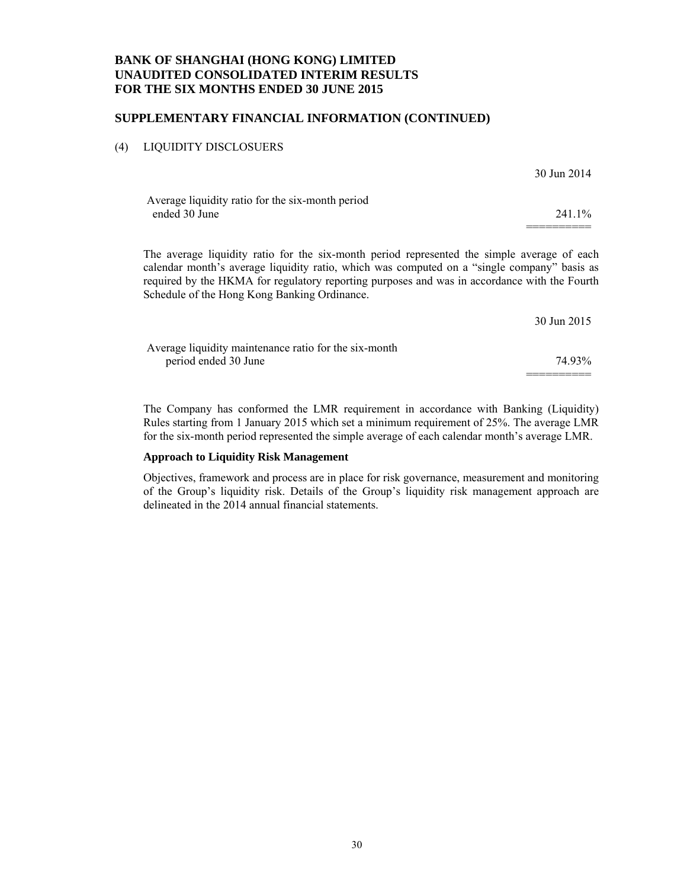## SUPPLEMENTARY FINANCIAL INFORMATION (CONTINUED)

(4) LIQUIDITY DISCLOSUERS

| | 30 Jun 2014 |
|---|---|
| Average liquidity ratio for the six-month period ended 30 June | 241.1% |

The average liquidity ratio for the six-month period represented the simple average of each calendar month's average liquidity ratio, which was computed on a "single company" basis as required by the HKMA for regulatory reporting purposes and was in accordance with the Fourth Schedule of the Hong Kong Banking Ordinance.

| | 30 Jun 2015 |
|---|---|
| Average liquidity maintenance ratio for the six-month period ended 30 June | 74.93% |

The Company has conformed the LMR requirement in accordance with Banking (Liquidity) Rules starting from 1 January 2015 which set a minimum requirement of 25%. The average LMR for the six-month period represented the simple average of each calendar month's average LMR.

**Approach to Liquidity Risk Management**

Objectives, framework and process are in place for risk governance, measurement and monitoring of the Group's liquidity risk. Details of the Group's liquidity risk management approach are delineated in the 2014 annual financial statements.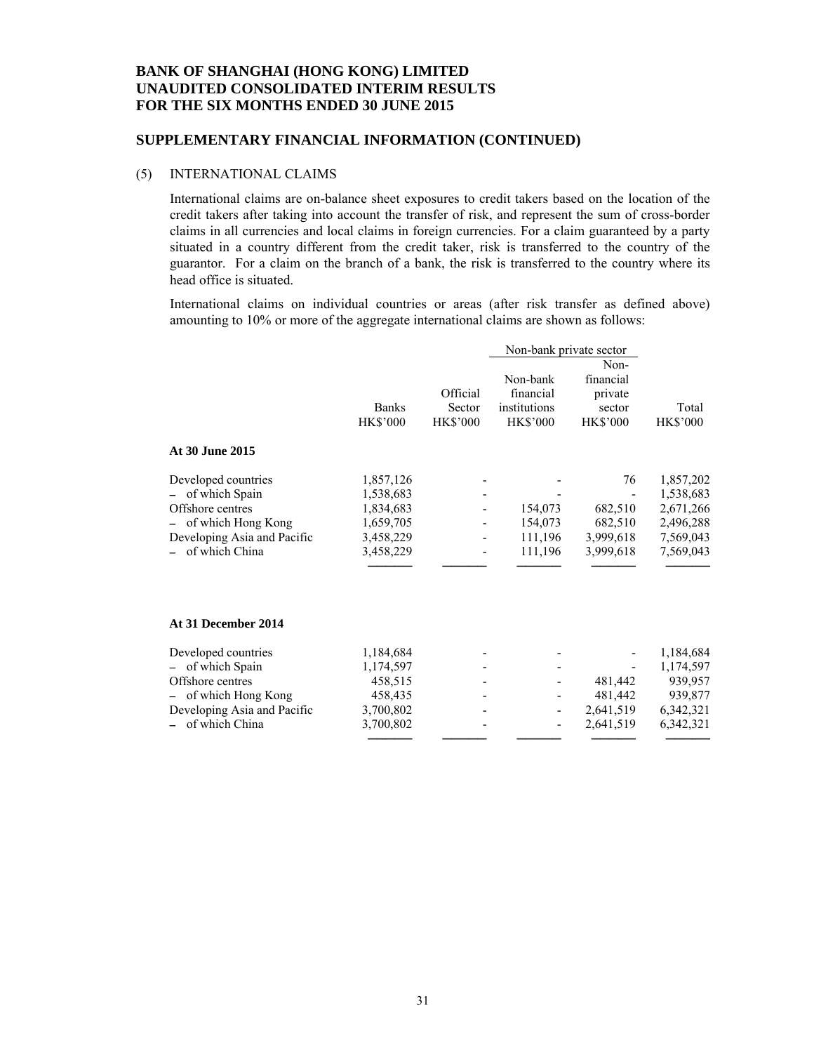# BANK OF SHANGHAI (HONG KONG) LIMITED
# UNAUDITED CONSOLIDATED INTERIM RESULTS
# FOR THE SIX MONTHS ENDED 30 JUNE 2015

## SUPPLEMENTARY FINANCIAL INFORMATION (CONTINUED)

(5) INTERNATIONAL CLAIMS

International claims are on-balance sheet exposures to credit takers based on the location of the credit takers after taking into account the transfer of risk, and represent the sum of cross-border claims in all currencies and local claims in foreign currencies. For a claim guaranteed by a party situated in a country different from the credit taker, risk is transferred to the country of the guarantor. For a claim on the branch of a bank, the risk is transferred to the country where its head office is situated.

International claims on individual countries or areas (after risk transfer as defined above) amounting to 10% or more of the aggregate international claims are shown as follows:

| | | | Non-bank private sector | | |
|---|---|---|---|---|---|
| | Banks HK$'000 | Official Sector HK$'000 | Non-bank financial institutions HK$'000 | Non-financial private sector HK$'000 | Total HK$'000 |
| **At 30 June 2015** | | | | | |
| Developed countries | 1,857,126 | - | - | 76 | 1,857,202 |
| – of which Spain | 1,538,683 | - | - | - | 1,538,683 |
| Offshore centres | 1,834,683 | - | 154,073 | 682,510 | 2,671,266 |
| – of which Hong Kong | 1,659,705 | - | 154,073 | 682,510 | 2,496,288 |
| Developing Asia and Pacific | 3,458,229 | - | 111,196 | 3,999,618 | 7,569,043 |
| – of which China | 3,458,229 | - | 111,196 | 3,999,618 | 7,569,043 |
| **At 31 December 2014** | | | | | |
| Developed countries | 1,184,684 | - | - | - | 1,184,684 |
| – of which Spain | 1,174,597 | - | - | - | 1,174,597 |
| Offshore centres | 458,515 | - | - | 481,442 | 939,957 |
| – of which Hong Kong | 458,435 | - | - | 481,442 | 939,877 |
| Developing Asia and Pacific | 3,700,802 | - | - | 2,641,519 | 6,342,321 |
| – of which China | 3,700,802 | - | - | 2,641,519 | 6,342,321 |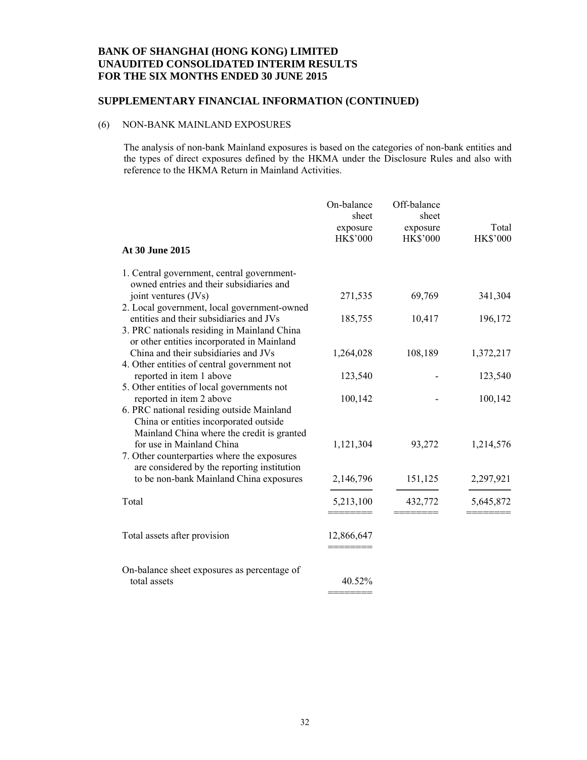# BANK OF SHANGHAI (HONG KONG) LIMITED
# UNAUDITED CONSOLIDATED INTERIM RESULTS
# FOR THE SIX MONTHS ENDED 30 JUNE 2015

## SUPPLEMENTARY FINANCIAL INFORMATION (CONTINUED)

(6) NON-BANK MAINLAND EXPOSURES

The analysis of non-bank Mainland exposures is based on the categories of non-bank entities and the types of direct exposures defined by the HKMA under the Disclosure Rules and also with reference to the HKMA Return in Mainland Activities.

| At 30 June 2015 | On-balance sheet exposure HK$'000 | Off-balance sheet exposure HK$'000 | Total HK$'000 |
|---|---|---|---|
| 1. Central government, central government-owned entries and their subsidiaries and joint ventures (JVs) | 271,535 | 69,769 | 341,304 |
| 2. Local government, local government-owned entities and their subsidiaries and JVs | 185,755 | 10,417 | 196,172 |
| 3. PRC nationals residing in Mainland China or other entities incorporated in Mainland China and their subsidiaries and JVs | 1,264,028 | 108,189 | 1,372,217 |
| 4. Other entities of central government not reported in item 1 above | 123,540 | - | 123,540 |
| 5. Other entities of local governments not reported in item 2 above | 100,142 | - | 100,142 |
| 6. PRC national residing outside Mainland China or entities incorporated outside Mainland China where the credit is granted for use in Mainland China | 1,121,304 | 93,272 | 1,214,576 |
| 7. Other counterparties where the exposures are considered by the reporting institution to be non-bank Mainland China exposures | 2,146,796 | 151,125 | 2,297,921 |
| Total | 5,213,100 | 432,772 | 5,645,872 |
| Total assets after provision | 12,866,647 | | |
| On-balance sheet exposures as percentage of total assets | 40.52% | | |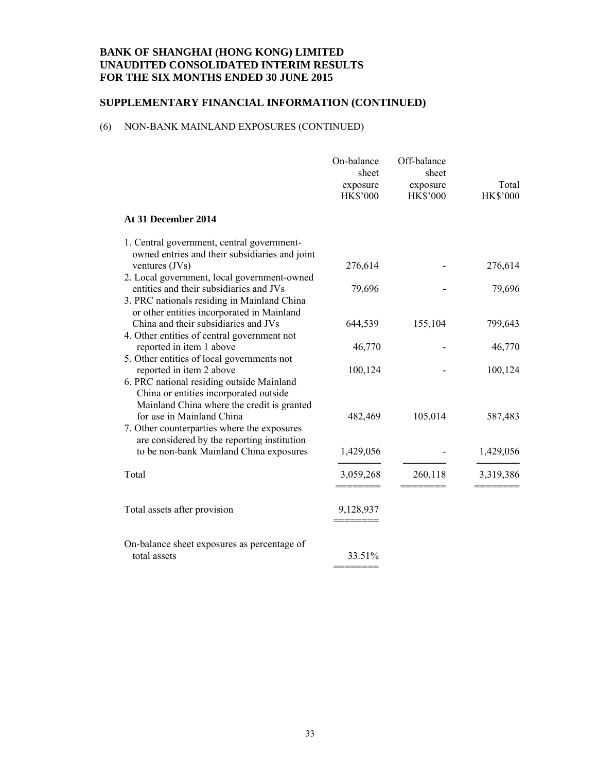**BANK OF SHANGHAI (HONG KONG) LIMITED**
**UNAUDITED CONSOLIDATED INTERIM RESULTS**
**FOR THE SIX MONTHS ENDED 30 JUNE 2015**

## SUPPLEMENTARY FINANCIAL INFORMATION (CONTINUED)

(6) NON-BANK MAINLAND EXPOSURES (CONTINUED)

| | On-balance sheet exposure HK$'000 | Off-balance sheet exposure HK$'000 | Total HK$'000 |
|---|---|---|---|
| **At 31 December 2014** | | | |
| 1. Central government, central government-owned entries and their subsidiaries and joint ventures (JVs) | 276,614 | - | 276,614 |
| 2. Local government, local government-owned entities and their subsidiaries and JVs | 79,696 | - | 79,696 |
| 3. PRC nationals residing in Mainland China or other entities incorporated in Mainland China and their subsidiaries and JVs | 644,539 | 155,104 | 799,643 |
| 4. Other entities of central government not reported in item 1 above | 46,770 | - | 46,770 |
| 5. Other entities of local governments not reported in item 2 above | 100,124 | - | 100,124 |
| 6. PRC national residing outside Mainland China or entities incorporated outside Mainland China where the credit is granted for use in Mainland China | 482,469 | 105,014 | 587,483 |
| 7. Other counterparties where the exposures are considered by the reporting institution to be non-bank Mainland China exposures | 1,429,056 | - | 1,429,056 |
| Total | 3,059,268 | 260,118 | 3,319,386 |
| Total assets after provision | 9,128,937 | | |
| On-balance sheet exposures as percentage of total assets | 33.51% | | |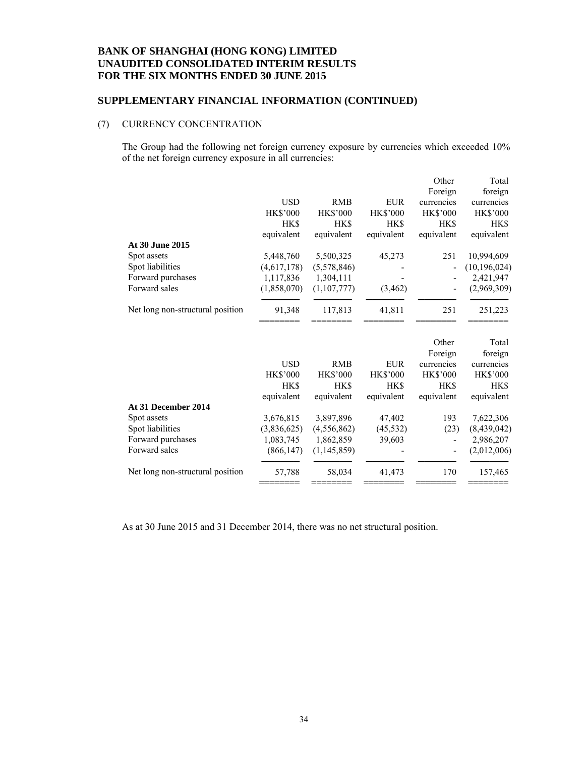# BANK OF SHANGHAI (HONG KONG) LIMITED
# UNAUDITED CONSOLIDATED INTERIM RESULTS
# FOR THE SIX MONTHS ENDED 30 JUNE 2015

## SUPPLEMENTARY FINANCIAL INFORMATION (CONTINUED)

### (7) CURRENCY CONCENTRATION

The Group had the following net foreign currency exposure by currencies which exceeded 10% of the net foreign currency exposure in all currencies:

| | USD | RMB | EUR | Other Foreign currencies | Total foreign currencies |
|---|---|---|---|---|---|
| | HK$'000 | HK$'000 | HK$'000 | HK$'000 | HK$'000 |
| | HK$ equivalent | HK$ equivalent | HK$ equivalent | HK$ equivalent | HK$ equivalent |
| **At 30 June 2015** | | | | | |
| Spot assets | 5,448,760 | 5,500,325 | 45,273 | 251 | 10,994,609 |
| Spot liabilities | (4,617,178) | (5,578,846) | - | - | (10,196,024) |
| Forward purchases | 1,117,836 | 1,304,111 | - | - | 2,421,947 |
| Forward sales | (1,858,070) | (1,107,777) | (3,462) | - | (2,969,309) |
| Net long non-structural position | 91,348 | 117,813 | 41,811 | 251 | 251,223 |

| | USD | RMB | EUR | Other Foreign currencies | Total foreign currencies |
|---|---|---|---|---|---|
| | HK$'000 | HK$'000 | HK$'000 | HK$'000 | HK$'000 |
| | HK$ equivalent | HK$ equivalent | HK$ equivalent | HK$ equivalent | HK$ equivalent |
| **At 31 December 2014** | | | | | |
| Spot assets | 3,676,815 | 3,897,896 | 47,402 | 193 | 7,622,306 |
| Spot liabilities | (3,836,625) | (4,556,862) | (45,532) | (23) | (8,439,042) |
| Forward purchases | 1,083,745 | 1,862,859 | 39,603 | - | 2,986,207 |
| Forward sales | (866,147) | (1,145,859) | - | - | (2,012,006) |
| Net long non-structural position | 57,788 | 58,034 | 41,473 | 170 | 157,465 |

As at 30 June 2015 and 31 December 2014, there was no net structural position.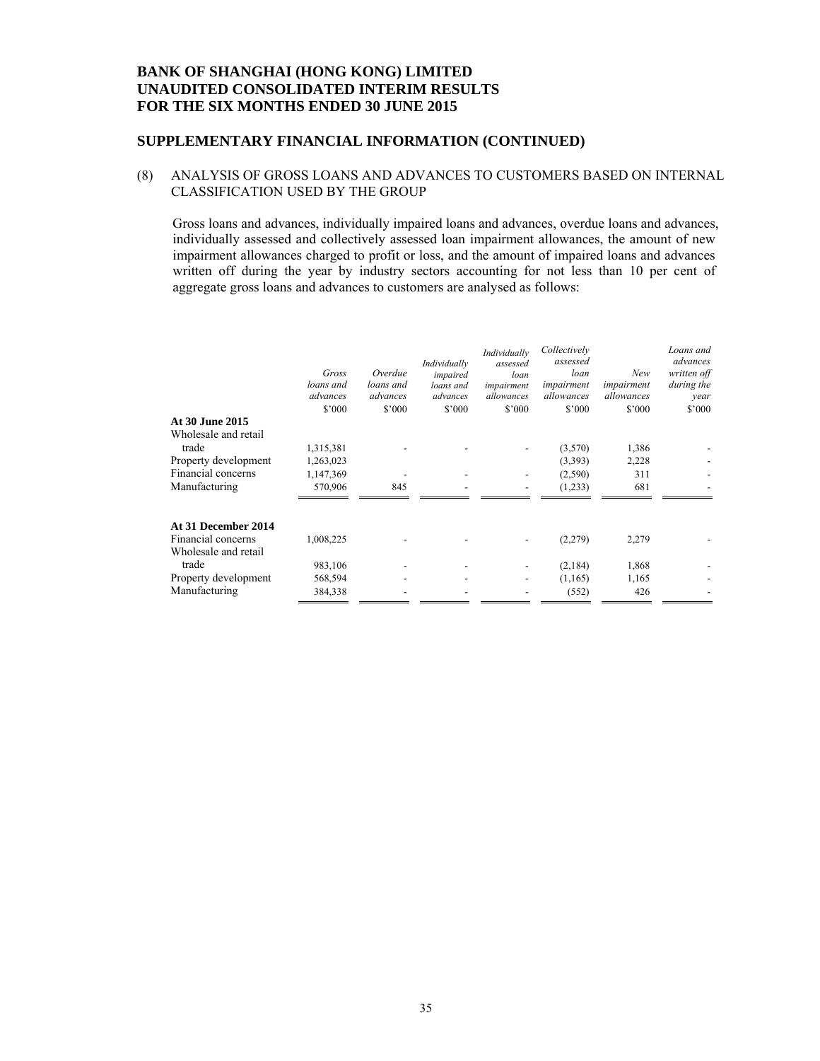# BANK OF SHANGHAI (HONG KONG) LIMITED
# UNAUDITED CONSOLIDATED INTERIM RESULTS
# FOR THE SIX MONTHS ENDED 30 JUNE 2015

## SUPPLEMENTARY FINANCIAL INFORMATION (CONTINUED)

(8) ANALYSIS OF GROSS LOANS AND ADVANCES TO CUSTOMERS BASED ON INTERNAL CLASSIFICATION USED BY THE GROUP

Gross loans and advances, individually impaired loans and advances, overdue loans and advances, individually assessed and collectively assessed loan impairment allowances, the amount of new impairment allowances charged to profit or loss, and the amount of impaired loans and advances written off during the year by industry sectors accounting for not less than 10 per cent of aggregate gross loans and advances to customers are analysed as follows:

| | *Gross loans and advances* | *Overdue loans and advances* | *Individually impaired loans and advances* | *Individually assessed loan impairment allowances* | *Collectively assessed loan impairment allowances* | *New impairment allowances* | *Loans and advances written off during the year* |
|---|---|---|---|---|---|---|---|
| | $'000 | $'000 | $'000 | $'000 | $'000 | $'000 | $'000 |
| **At 30 June 2015** | | | | | | | |
| Wholesale and retail trade | 1,315,381 | - | - | - | (3,570) | 1,386 | - |
| Property development | 1,263,023 | | | | (3,393) | 2,228 | - |
| Financial concerns | 1,147,369 | - | - | - | (2,590) | 311 | - |
| Manufacturing | 570,906 | 845 | - | - | (1,233) | 681 | - |
| **At 31 December 2014** | | | | | | | |
| Financial concerns | 1,008,225 | - | - | - | (2,279) | 2,279 | - |
| Wholesale and retail trade | 983,106 | - | - | - | (2,184) | 1,868 | - |
| Property development | 568,594 | - | - | - | (1,165) | 1,165 | - |
| Manufacturing | 384,338 | - | - | - | (552) | 426 | - |